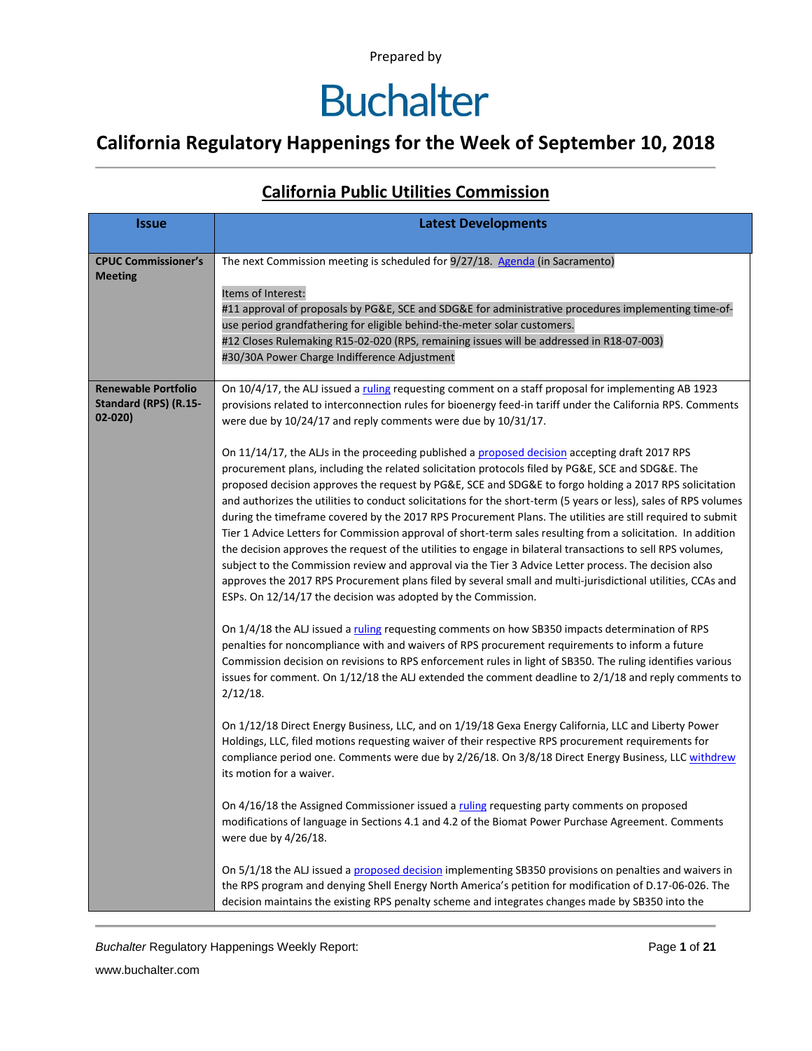Prepared by

# Buchalter

## California Regulatory Happenings for the Week of September 10, 2018

### California Public Utilities Commission

| Issue | Latest Developments |
| --- | --- |
| **CPUC Commissioner's Meeting** | The next Commission meeting is scheduled for 9/27/18. Agenda (in Sacramento)<br><br>Items of Interest:<br>#11 approval of proposals by PG&E, SCE and SDG&E for administrative procedures implementing time-of-use period grandfathering for eligible behind-the-meter solar customers.<br>#12 Closes Rulemaking R15-02-020 (RPS, remaining issues will be addressed in R18-07-003)<br>#30/30A Power Charge Indifference Adjustment |
| **Renewable Portfolio Standard (RPS) (R.15-02-020)** | On 10/4/17, the ALJ issued a ruling requesting comment on a staff proposal for implementing AB 1923 provisions related to interconnection rules for bioenergy feed-in tariff under the California RPS. Comments were due by 10/24/17 and reply comments were due by 10/31/17.<br><br>On 11/14/17, the ALJs in the proceeding published a proposed decision accepting draft 2017 RPS procurement plans, including the related solicitation protocols filed by PG&E, SCE and SDG&E. The proposed decision approves the request by PG&E, SCE and SDG&E to forgo holding a 2017 RPS solicitation and authorizes the utilities to conduct solicitations for the short-term (5 years or less), sales of RPS volumes during the timeframe covered by the 2017 RPS Procurement Plans. The utilities are still required to submit Tier 1 Advice Letters for Commission approval of short-term sales resulting from a solicitation. In addition the decision approves the request of the utilities to engage in bilateral transactions to sell RPS volumes, subject to the Commission review and approval via the Tier 3 Advice Letter process. The decision also approves the 2017 RPS Procurement plans filed by several small and multi-jurisdictional utilities, CCAs and ESPs. On 12/14/17 the decision was adopted by the Commission.<br><br>On 1/4/18 the ALJ issued a ruling requesting comments on how SB350 impacts determination of RPS penalties for noncompliance with and waivers of RPS procurement requirements to inform a future Commission decision on revisions to RPS enforcement rules in light of SB350. The ruling identifies various issues for comment. On 1/12/18 the ALJ extended the comment deadline to 2/1/18 and reply comments to 2/12/18.<br><br>On 1/12/18 Direct Energy Business, LLC, and on 1/19/18 Gexa Energy California, LLC and Liberty Power Holdings, LLC, filed motions requesting waiver of their respective RPS procurement requirements for compliance period one. Comments were due by 2/26/18. On 3/8/18 Direct Energy Business, LLC withdrew its motion for a waiver.<br><br>On 4/16/18 the Assigned Commissioner issued a ruling requesting party comments on proposed modifications of language in Sections 4.1 and 4.2 of the Biomat Power Purchase Agreement. Comments were due by 4/26/18.<br><br>On 5/1/18 the ALJ issued a proposed decision implementing SB350 provisions on penalties and waivers in the RPS program and denying Shell Energy North America's petition for modification of D.17-06-026. The decision maintains the existing RPS penalty scheme and integrates changes made by SB350 into the |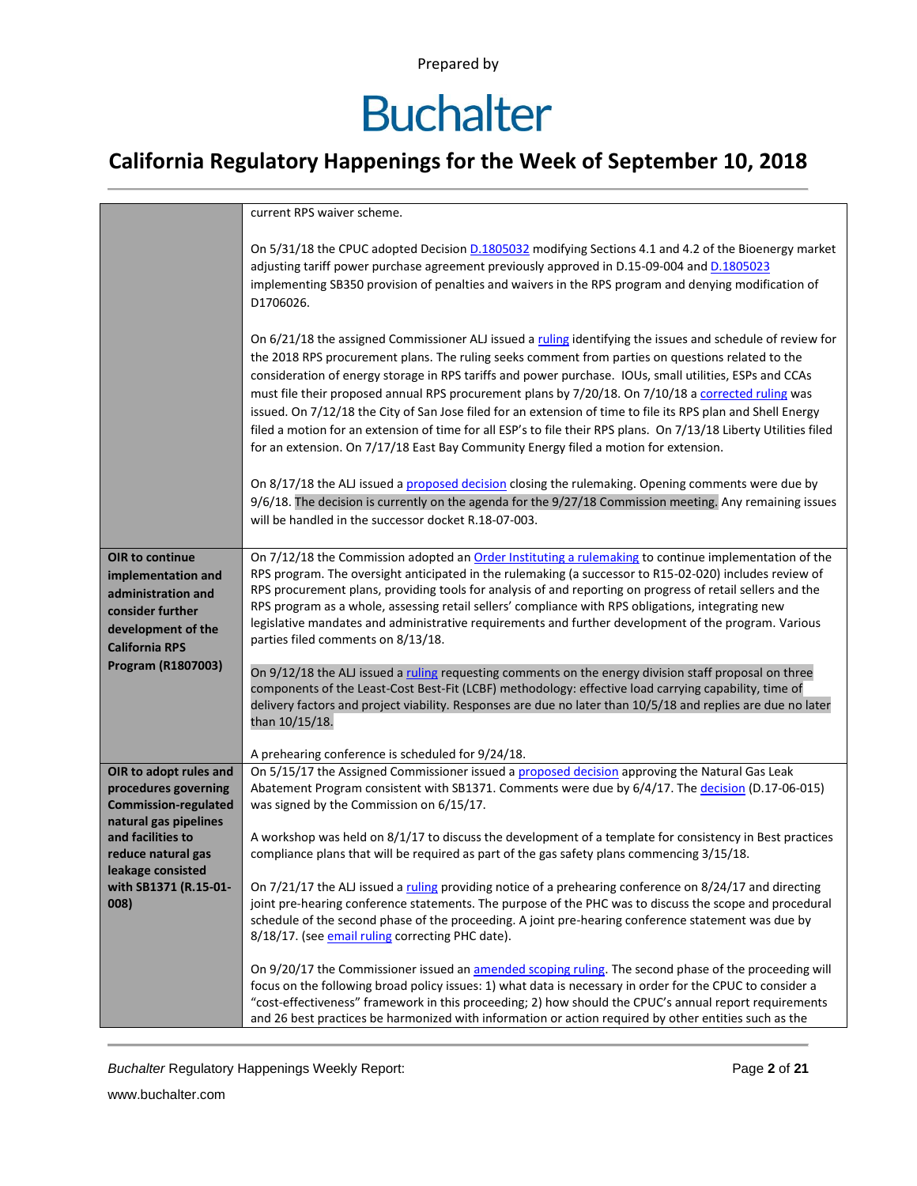Prepared by

# Buchalter

## California Regulatory Happenings for the Week of September 10, 2018

| | |
|---|---|
| | current RPS waiver scheme.<br><br>On 5/31/18 the CPUC adopted Decision D.1805032 modifying Sections 4.1 and 4.2 of the Bioenergy market adjusting tariff power purchase agreement previously approved in D.15-09-004 and D.1805023 implementing SB350 provision of penalties and waivers in the RPS program and denying modification of D1706026.<br><br>On 6/21/18 the assigned Commissioner ALJ issued a ruling identifying the issues and schedule of review for the 2018 RPS procurement plans. The ruling seeks comment from parties on questions related to the consideration of energy storage in RPS tariffs and power purchase. IOUs, small utilities, ESPs and CCAs must file their proposed annual RPS procurement plans by 7/20/18. On 7/10/18 a corrected ruling was issued. On 7/12/18 the City of San Jose filed for an extension of time to file its RPS plan and Shell Energy filed a motion for an extension of time for all ESP's to file their RPS plans. On 7/13/18 Liberty Utilities filed for an extension. On 7/17/18 East Bay Community Energy filed a motion for extension.<br><br>On 8/17/18 the ALJ issued a proposed decision closing the rulemaking. Opening comments were due by 9/6/18. The decision is currently on the agenda for the 9/27/18 Commission meeting. Any remaining issues will be handled in the successor docket R.18-07-003. |
| **OIR to continue implementation and administration and consider further development of the California RPS Program (R1807003)** | On 7/12/18 the Commission adopted an Order Instituting a rulemaking to continue implementation of the RPS program. The oversight anticipated in the rulemaking (a successor to R15-02-020) includes review of RPS procurement plans, providing tools for analysis of and reporting on progress of retail sellers and the RPS program as a whole, assessing retail sellers' compliance with RPS obligations, integrating new legislative mandates and administrative requirements and further development of the program. Various parties filed comments on 8/13/18.<br><br>On 9/12/18 the ALJ issued a ruling requesting comments on the energy division staff proposal on three components of the Least-Cost Best-Fit (LCBF) methodology: effective load carrying capability, time of delivery factors and project viability. Responses are due no later than 10/5/18 and replies are due no later than 10/15/18.<br><br>A prehearing conference is scheduled for 9/24/18. |
| **OIR to adopt rules and procedures governing Commission-regulated natural gas pipelines and facilities to reduce natural gas leakage consisted with SB1371 (R.15-01-008)** | On 5/15/17 the Assigned Commissioner issued a proposed decision approving the Natural Gas Leak Abatement Program consistent with SB1371. Comments were due by 6/4/17. The decision (D.17-06-015) was signed by the Commission on 6/15/17.<br><br>A workshop was held on 8/1/17 to discuss the development of a template for consistency in Best practices compliance plans that will be required as part of the gas safety plans commencing 3/15/18.<br><br>On 7/21/17 the ALJ issued a ruling providing notice of a prehearing conference on 8/24/17 and directing joint pre-hearing conference statements. The purpose of the PHC was to discuss the scope and procedural schedule of the second phase of the proceeding. A joint pre-hearing conference statement was due by 8/18/17. (see email ruling correcting PHC date).<br><br>On 9/20/17 the Commissioner issued an amended scoping ruling. The second phase of the proceeding will focus on the following broad policy issues: 1) what data is necessary in order for the CPUC to consider a "cost-effectiveness" framework in this proceeding; 2) how should the CPUC's annual report requirements and 26 best practices be harmonized with information or action required by other entities such as the |

*Buchalter* Regulatory Happenings Weekly Report:

www.buchalter.com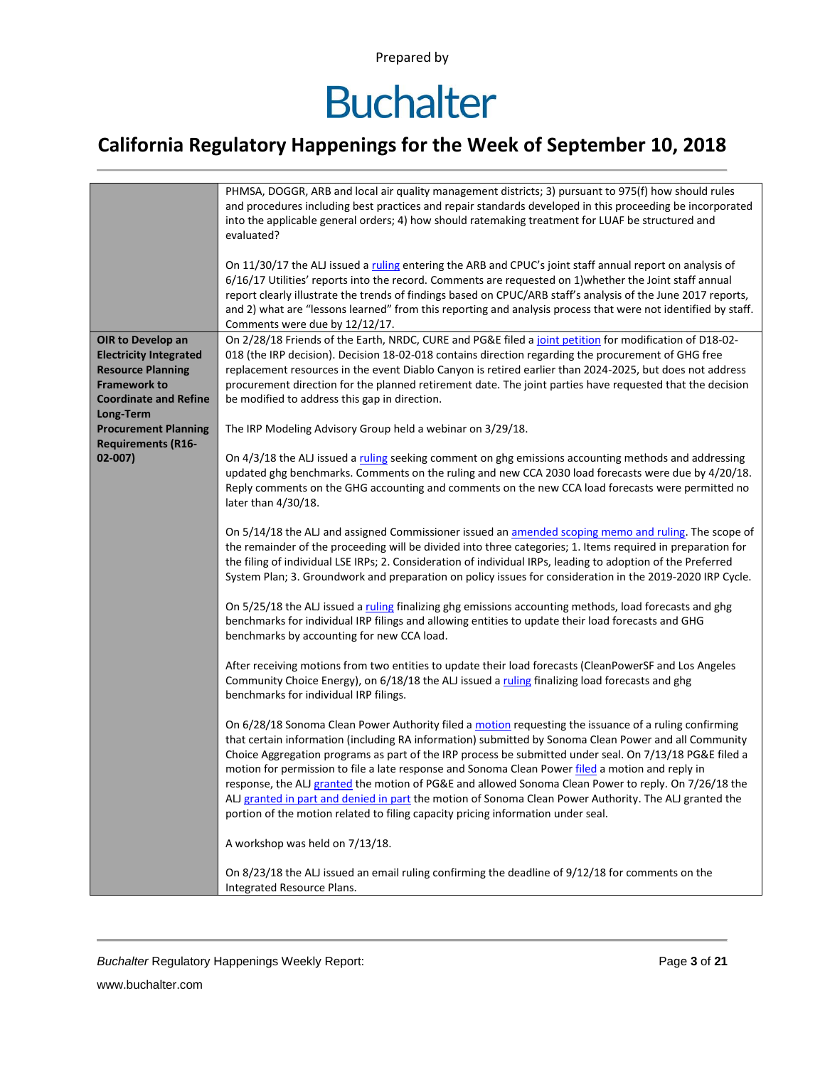| | |
|---|---|
| | PHMSA, DOGGR, ARB and local air quality management districts; 3) pursuant to 975(f) how should rules and procedures including best practices and repair standards developed in this proceeding be incorporated into the applicable general orders; 4) how should ratemaking treatment for LUAF be structured and evaluated?<br><br>On 11/30/17 the ALJ issued a ruling entering the ARB and CPUC's joint staff annual report on analysis of 6/16/17 Utilities' reports into the record. Comments are requested on 1)whether the Joint staff annual report clearly illustrate the trends of findings based on CPUC/ARB staff's analysis of the June 2017 reports, and 2) what are "lessons learned" from this reporting and analysis process that were not identified by staff. Comments were due by 12/12/17. |
| **OIR to Develop an Electricity Integrated Resource Planning Framework to Coordinate and Refine Long-Term Procurement Planning Requirements (R16-02-007)** | On 2/28/18 Friends of the Earth, NRDC, CURE and PG&E filed a joint petition for modification of D18-02-018 (the IRP decision). Decision 18-02-018 contains direction regarding the procurement of GHG free replacement resources in the event Diablo Canyon is retired earlier than 2024-2025, but does not address procurement direction for the planned retirement date. The joint parties have requested that the decision be modified to address this gap in direction.<br><br>The IRP Modeling Advisory Group held a webinar on 3/29/18.<br><br>On 4/3/18 the ALJ issued a ruling seeking comment on ghg emissions accounting methods and addressing updated ghg benchmarks. Comments on the ruling and new CCA 2030 load forecasts were due by 4/20/18. Reply comments on the GHG accounting and comments on the new CCA load forecasts were permitted no later than 4/30/18.<br><br>On 5/14/18 the ALJ and assigned Commissioner issued an amended scoping memo and ruling. The scope of the remainder of the proceeding will be divided into three categories; 1. Items required in preparation for the filing of individual LSE IRPs; 2. Consideration of individual IRPs, leading to adoption of the Preferred System Plan; 3. Groundwork and preparation on policy issues for consideration in the 2019-2020 IRP Cycle.<br><br>On 5/25/18 the ALJ issued a ruling finalizing ghg emissions accounting methods, load forecasts and ghg benchmarks for individual IRP filings and allowing entities to update their load forecasts and GHG benchmarks by accounting for new CCA load.<br><br>After receiving motions from two entities to update their load forecasts (CleanPowerSF and Los Angeles Community Choice Energy), on 6/18/18 the ALJ issued a ruling finalizing load forecasts and ghg benchmarks for individual IRP filings.<br><br>On 6/28/18 Sonoma Clean Power Authority filed a motion requesting the issuance of a ruling confirming that certain information (including RA information) submitted by Sonoma Clean Power and all Community Choice Aggregation programs as part of the IRP process be submitted under seal. On 7/13/18 PG&E filed a motion for permission to file a late response and Sonoma Clean Power filed a motion and reply in response, the ALJ granted the motion of PG&E and allowed Sonoma Clean Power to reply. On 7/26/18 the ALJ granted in part and denied in part the motion of Sonoma Clean Power Authority. The ALJ granted the portion of the motion related to filing capacity pricing information under seal.<br><br>A workshop was held on 7/13/18.<br><br>On 8/23/18 the ALJ issued an email ruling confirming the deadline of 9/12/18 for comments on the Integrated Resource Plans. |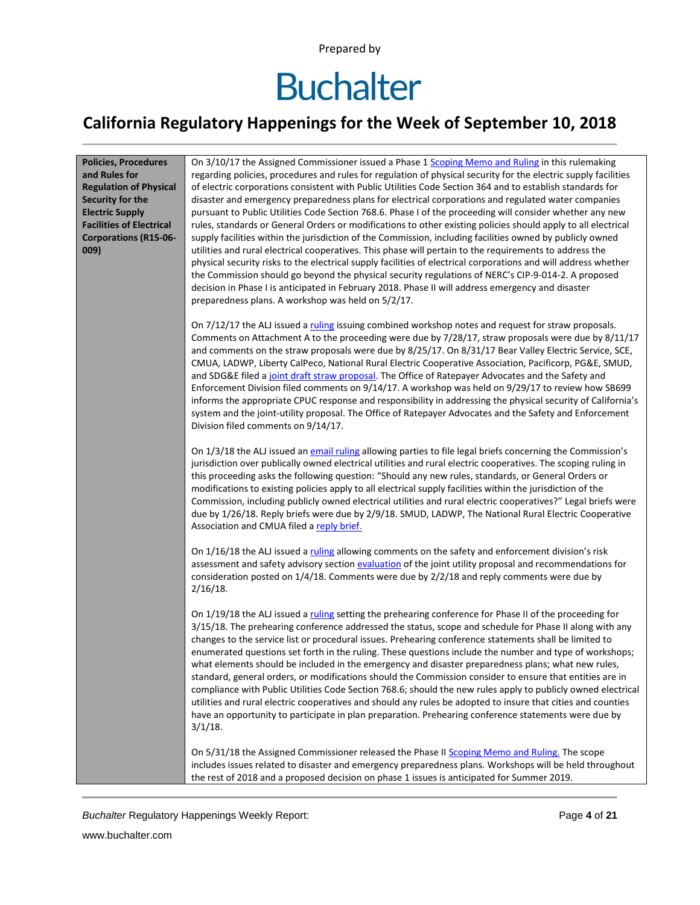Prepared by

# Buchalter

## California Regulatory Happenings for the Week of September 10, 2018

| **Policies, Procedures and Rules for Regulation of Physical Security for the Electric Supply Facilities of Electrical Corporations (R15-06-009)** | On 3/10/17 the Assigned Commissioner issued a Phase 1 Scoping Memo and Ruling in this rulemaking regarding policies, procedures and rules for regulation of physical security for the electric supply facilities of electric corporations consistent with Public Utilities Code Section 364 and to establish standards for disaster and emergency preparedness plans for electrical corporations and regulated water companies pursuant to Public Utilities Code Section 768.6. Phase I of the proceeding will consider whether any new rules, standards or General Orders or modifications to other existing policies should apply to all electrical supply facilities within the jurisdiction of the Commission, including facilities owned by publicly owned utilities and rural electrical cooperatives. This phase will pertain to the requirements to address the physical security risks to the electrical supply facilities of electrical corporations and will address whether the Commission should go beyond the physical security regulations of NERC's CIP-9-014-2. A proposed decision in Phase I is anticipated in February 2018. Phase II will address emergency and disaster preparedness plans. A workshop was held on 5/2/17.<br><br>On 7/12/17 the ALJ issued a ruling issuing combined workshop notes and request for straw proposals. Comments on Attachment A to the proceeding were due by 7/28/17, straw proposals were due by 8/11/17 and comments on the straw proposals were due by 8/25/17. On 8/31/17 Bear Valley Electric Service, SCE, CMUA, LADWP, Liberty CalPeco, National Rural Electric Cooperative Association, Pacificorp, PG&E, SMUD, and SDG&E filed a joint draft straw proposal. The Office of Ratepayer Advocates and the Safety and Enforcement Division filed comments on 9/14/17. A workshop was held on 9/29/17 to review how SB699 informs the appropriate CPUC response and responsibility in addressing the physical security of California's system and the joint-utility proposal. The Office of Ratepayer Advocates and the Safety and Enforcement Division filed comments on 9/14/17.<br><br>On 1/3/18 the ALJ issued an email ruling allowing parties to file legal briefs concerning the Commission's jurisdiction over publically owned electrical utilities and rural electric cooperatives. The scoping ruling in this proceeding asks the following question: "Should any new rules, standards, or General Orders or modifications to existing policies apply to all electrical supply facilities within the jurisdiction of the Commission, including publicly owned electrical utilities and rural electric cooperatives?" Legal briefs were due by 1/26/18. Reply briefs were due by 2/9/18. SMUD, LADWP, The National Rural Electric Cooperative Association and CMUA filed a reply brief.<br><br>On 1/16/18 the ALJ issued a ruling allowing comments on the safety and enforcement division's risk assessment and safety advisory section evaluation of the joint utility proposal and recommendations for consideration posted on 1/4/18. Comments were due by 2/2/18 and reply comments were due by 2/16/18.<br><br>On 1/19/18 the ALJ issued a ruling setting the prehearing conference for Phase II of the proceeding for 3/15/18. The prehearing conference addressed the status, scope and schedule for Phase II along with any changes to the service list or procedural issues. Prehearing conference statements shall be limited to enumerated questions set forth in the ruling. These questions include the number and type of workshops; what elements should be included in the emergency and disaster preparedness plans; what new rules, standard, general orders, or modifications should the Commission consider to ensure that entities are in compliance with Public Utilities Code Section 768.6; should the new rules apply to publicly owned electrical utilities and rural electric cooperatives and should any rules be adopted to insure that cities and counties have an opportunity to participate in plan preparation. Prehearing conference statements were due by 3/1/18.<br><br>On 5/31/18 the Assigned Commissioner released the Phase II Scoping Memo and Ruling. The scope includes issues related to disaster and emergency preparedness plans. Workshops will be held throughout the rest of 2018 and a proposed decision on phase 1 issues is anticipated for Summer 2019. |
|---|---|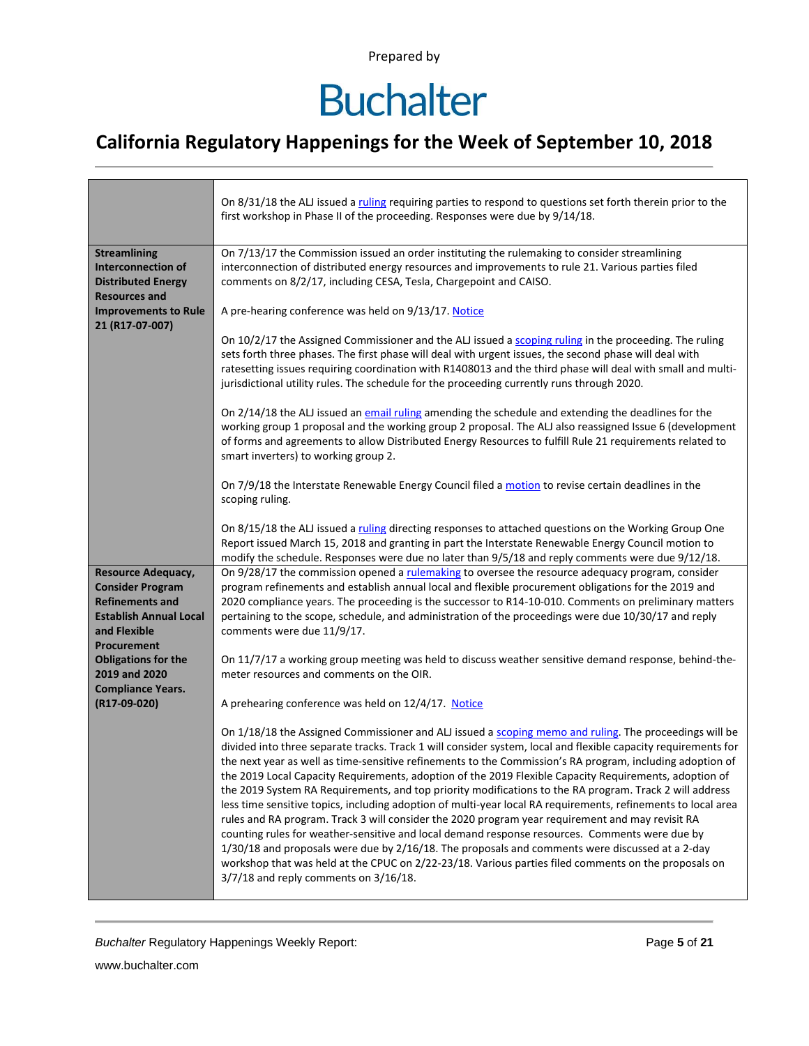| | |
|---|---|
| | On 8/31/18 the ALJ issued a ruling requiring parties to respond to questions set forth therein prior to the first workshop in Phase II of the proceeding. Responses were due by 9/14/18. |
| **Streamlining Interconnection of Distributed Energy Resources and Improvements to Rule 21 (R17-07-007)** | On 7/13/17 the Commission issued an order instituting the rulemaking to consider streamlining interconnection of distributed energy resources and improvements to rule 21. Various parties filed comments on 8/2/17, including CESA, Tesla, Chargepoint and CAISO.<br><br>A pre-hearing conference was held on 9/13/17. Notice<br><br>On 10/2/17 the Assigned Commissioner and the ALJ issued a scoping ruling in the proceeding. The ruling sets forth three phases. The first phase will deal with urgent issues, the second phase will deal with ratesetting issues requiring coordination with R1408013 and the third phase will deal with small and multi-jurisdictional utility rules. The schedule for the proceeding currently runs through 2020.<br><br>On 2/14/18 the ALJ issued an email ruling amending the schedule and extending the deadlines for the working group 1 proposal and the working group 2 proposal. The ALJ also reassigned Issue 6 (development of forms and agreements to allow Distributed Energy Resources to fulfill Rule 21 requirements related to smart inverters) to working group 2.<br><br>On 7/9/18 the Interstate Renewable Energy Council filed a motion to revise certain deadlines in the scoping ruling.<br><br>On 8/15/18 the ALJ issued a ruling directing responses to attached questions on the Working Group One Report issued March 15, 2018 and granting in part the Interstate Renewable Energy Council motion to modify the schedule. Responses were due no later than 9/5/18 and reply comments were due 9/12/18. |
| **Resource Adequacy, Consider Program Refinements and Establish Annual Local and Flexible Procurement Obligations for the 2019 and 2020 Compliance Years. (R17-09-020)** | On 9/28/17 the commission opened a rulemaking to oversee the resource adequacy program, consider program refinements and establish annual local and flexible procurement obligations for the 2019 and 2020 compliance years. The proceeding is the successor to R14-10-010. Comments on preliminary matters pertaining to the scope, schedule, and administration of the proceedings were due 10/30/17 and reply comments were due 11/9/17.<br><br>On 11/7/17 a working group meeting was held to discuss weather sensitive demand response, behind-the-meter resources and comments on the OIR.<br><br>A prehearing conference was held on 12/4/17. Notice<br><br>On 1/18/18 the Assigned Commissioner and ALJ issued a scoping memo and ruling. The proceedings will be divided into three separate tracks. Track 1 will consider system, local and flexible capacity requirements for the next year as well as time-sensitive refinements to the Commission's RA program, including adoption of the 2019 Local Capacity Requirements, adoption of the 2019 Flexible Capacity Requirements, adoption of the 2019 System RA Requirements, and top priority modifications to the RA program. Track 2 will address less time sensitive topics, including adoption of multi-year local RA requirements, refinements to local area rules and RA program. Track 3 will consider the 2020 program year requirement and may revisit RA counting rules for weather-sensitive and local demand response resources. Comments were due by 1/30/18 and proposals were due by 2/16/18. The proposals and comments were discussed at a 2-day workshop that was held at the CPUC on 2/22-23/18. Various parties filed comments on the proposals on 3/7/18 and reply comments on 3/16/18. |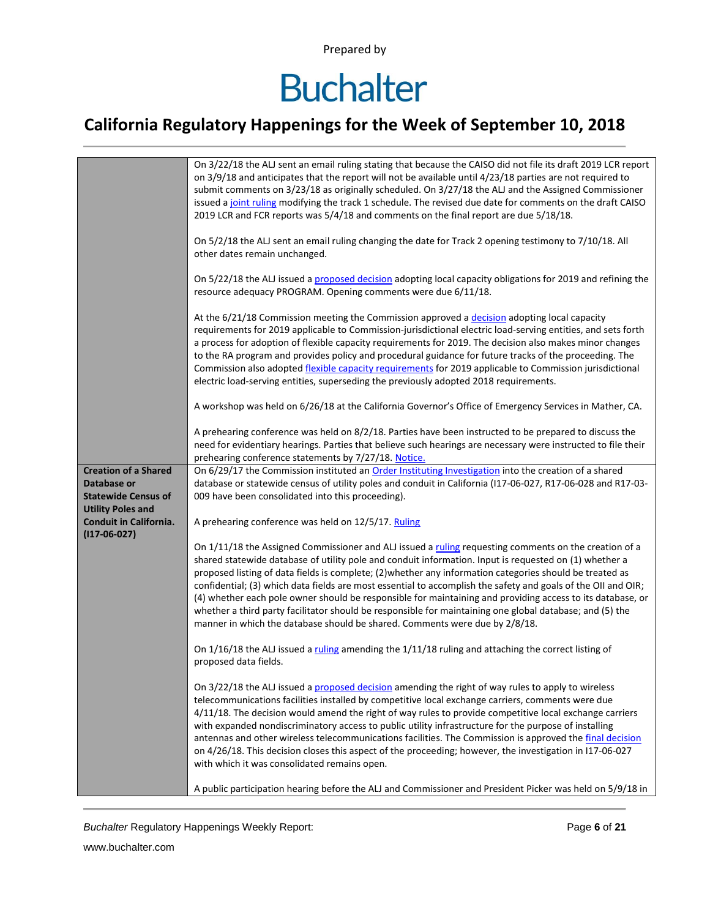| | |
|---|---|
| | On 3/22/18 the ALJ sent an email ruling stating that because the CAISO did not file its draft 2019 LCR report on 3/9/18 and anticipates that the report will not be available until 4/23/18 parties are not required to submit comments on 3/23/18 as originally scheduled. On 3/27/18 the ALJ and the Assigned Commissioner issued a joint ruling modifying the track 1 schedule. The revised due date for comments on the draft CAISO 2019 LCR and FCR reports was 5/4/18 and comments on the final report are due 5/18/18.<br><br>On 5/2/18 the ALJ sent an email ruling changing the date for Track 2 opening testimony to 7/10/18. All other dates remain unchanged.<br><br>On 5/22/18 the ALJ issued a proposed decision adopting local capacity obligations for 2019 and refining the resource adequacy PROGRAM. Opening comments were due 6/11/18.<br><br>At the 6/21/18 Commission meeting the Commission approved a decision adopting local capacity requirements for 2019 applicable to Commission-jurisdictional electric load-serving entities, and sets forth a process for adoption of flexible capacity requirements for 2019. The decision also makes minor changes to the RA program and provides policy and procedural guidance for future tracks of the proceeding. The Commission also adopted flexible capacity requirements for 2019 applicable to Commission jurisdictional electric load-serving entities, superseding the previously adopted 2018 requirements.<br><br>A workshop was held on 6/26/18 at the California Governor's Office of Emergency Services in Mather, CA.<br><br>A prehearing conference was held on 8/2/18. Parties have been instructed to be prepared to discuss the need for evidentiary hearings. Parties that believe such hearings are necessary were instructed to file their prehearing conference statements by 7/27/18. Notice. |
| **Creation of a Shared Database or Statewide Census of Utility Poles and Conduit in California. (I17-06-027)** | On 6/29/17 the Commission instituted an Order Instituting Investigation into the creation of a shared database or statewide census of utility poles and conduit in California (I17-06-027, R17-06-028 and R17-03-009 have been consolidated into this proceeding).<br><br>A prehearing conference was held on 12/5/17. Ruling<br><br>On 1/11/18 the Assigned Commissioner and ALJ issued a ruling requesting comments on the creation of a shared statewide database of utility pole and conduit information. Input is requested on (1) whether a proposed listing of data fields is complete; (2)whether any information categories should be treated as confidential; (3) which data fields are most essential to accomplish the safety and goals of the OII and OIR; (4) whether each pole owner should be responsible for maintaining and providing access to its database, or whether a third party facilitator should be responsible for maintaining one global database; and (5) the manner in which the database should be shared. Comments were due by 2/8/18.<br><br>On 1/16/18 the ALJ issued a ruling amending the 1/11/18 ruling and attaching the correct listing of proposed data fields.<br><br>On 3/22/18 the ALJ issued a proposed decision amending the right of way rules to apply to wireless telecommunications facilities installed by competitive local exchange carriers, comments were due 4/11/18. The decision would amend the right of way rules to provide competitive local exchange carriers with expanded nondiscriminatory access to public utility infrastructure for the purpose of installing antennas and other wireless telecommunications facilities. The Commission is approved the final decision on 4/26/18. This decision closes this aspect of the proceeding; however, the investigation in I17-06-027 with which it was consolidated remains open.<br><br>A public participation hearing before the ALJ and Commissioner and President Picker was held on 5/9/18 in |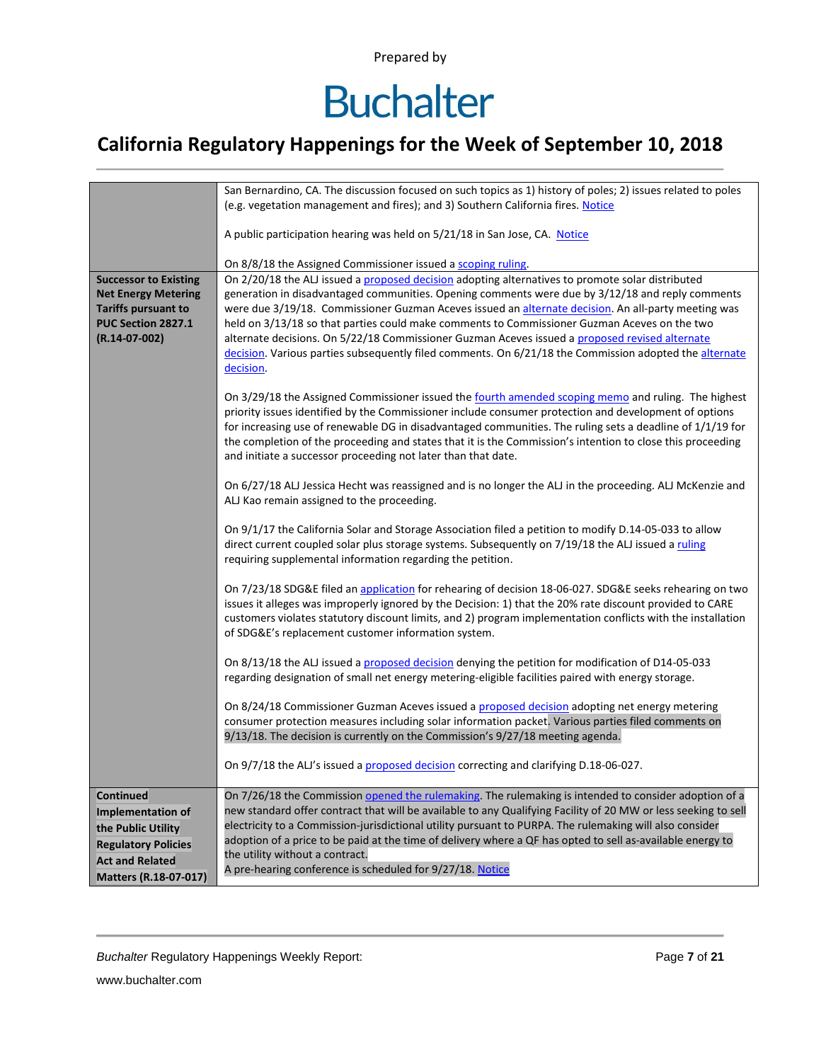Prepared by

# Buchalter

## California Regulatory Happenings for the Week of September 10, 2018

| | |
|---|---|
| | San Bernardino, CA. The discussion focused on such topics as 1) history of poles; 2) issues related to poles (e.g. vegetation management and fires); and 3) Southern California fires. Notice<br><br>A public participation hearing was held on 5/21/18 in San Jose, CA. Notice<br><br>On 8/8/18 the Assigned Commissioner issued a scoping ruling. |
| **Successor to Existing Net Energy Metering Tariffs pursuant to PUC Section 2827.1 (R.14-07-002)** | On 2/20/18 the ALJ issued a proposed decision adopting alternatives to promote solar distributed generation in disadvantaged communities. Opening comments were due by 3/12/18 and reply comments were due 3/19/18. Commissioner Guzman Aceves issued an alternate decision. An all-party meeting was held on 3/13/18 so that parties could make comments to Commissioner Guzman Aceves on the two alternate decisions. On 5/22/18 Commissioner Guzman Aceves issued a proposed revised alternate decision. Various parties subsequently filed comments. On 6/21/18 the Commission adopted the alternate decision.<br><br>On 3/29/18 the Assigned Commissioner issued the fourth amended scoping memo and ruling. The highest priority issues identified by the Commissioner include consumer protection and development of options for increasing use of renewable DG in disadvantaged communities. The ruling sets a deadline of 1/1/19 for the completion of the proceeding and states that it is the Commission's intention to close this proceeding and initiate a successor proceeding not later than that date.<br><br>On 6/27/18 ALJ Jessica Hecht was reassigned and is no longer the ALJ in the proceeding. ALJ McKenzie and ALJ Kao remain assigned to the proceeding.<br><br>On 9/1/17 the California Solar and Storage Association filed a petition to modify D.14-05-033 to allow direct current coupled solar plus storage systems. Subsequently on 7/19/18 the ALJ issued a ruling requiring supplemental information regarding the petition.<br><br>On 7/23/18 SDG&E filed an application for rehearing of decision 18-06-027. SDG&E seeks rehearing on two issues it alleges was improperly ignored by the Decision: 1) that the 20% rate discount provided to CARE customers violates statutory discount limits, and 2) program implementation conflicts with the installation of SDG&E's replacement customer information system.<br><br>On 8/13/18 the ALJ issued a proposed decision denying the petition for modification of D14-05-033 regarding designation of small net energy metering-eligible facilities paired with energy storage.<br><br>On 8/24/18 Commissioner Guzman Aceves issued a proposed decision adopting net energy metering consumer protection measures including solar information packet. Various parties filed comments on 9/13/18. The decision is currently on the Commission's 9/27/18 meeting agenda.<br><br>On 9/7/18 the ALJ's issued a proposed decision correcting and clarifying D.18-06-027. |
| **Continued Implementation of the Public Utility Regulatory Policies Act and Related Matters (R.18-07-017)** | On 7/26/18 the Commission opened the rulemaking. The rulemaking is intended to consider adoption of a new standard offer contract that will be available to any Qualifying Facility of 20 MW or less seeking to sell electricity to a Commission-jurisdictional utility pursuant to PURPA. The rulemaking will also consider adoption of a price to be paid at the time of delivery where a QF has opted to sell as-available energy to the utility without a contract.<br>A pre-hearing conference is scheduled for 9/27/18. Notice |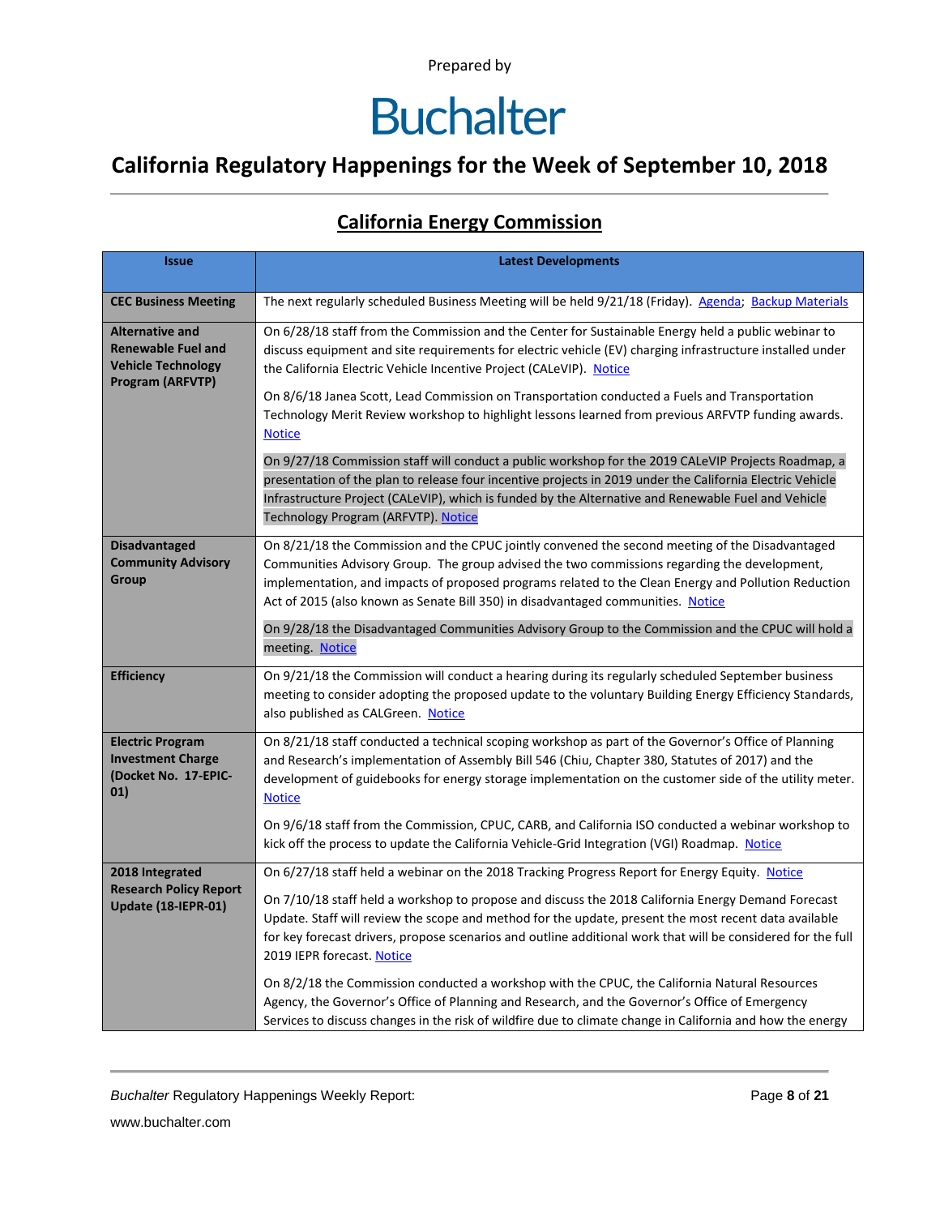Prepared by

# Buchalter

## California Regulatory Happenings for the Week of September 10, 2018

### California Energy Commission

| Issue | Latest Developments |
|---|---|
| **CEC Business Meeting** | The next regularly scheduled Business Meeting will be held 9/21/18 (Friday). Agenda; Backup Materials |
| **Alternative and Renewable Fuel and Vehicle Technology Program (ARFVTP)** | On 6/28/18 staff from the Commission and the Center for Sustainable Energy held a public webinar to discuss equipment and site requirements for electric vehicle (EV) charging infrastructure installed under the California Electric Vehicle Incentive Project (CALeVIP). Notice<br><br>On 8/6/18 Janea Scott, Lead Commission on Transportation conducted a Fuels and Transportation Technology Merit Review workshop to highlight lessons learned from previous ARFVTP funding awards. Notice<br><br>On 9/27/18 Commission staff will conduct a public workshop for the 2019 CALeVIP Projects Roadmap, a presentation of the plan to release four incentive projects in 2019 under the California Electric Vehicle Infrastructure Project (CALeVIP), which is funded by the Alternative and Renewable Fuel and Vehicle Technology Program (ARFVTP). Notice |
| **Disadvantaged Community Advisory Group** | On 8/21/18 the Commission and the CPUC jointly convened the second meeting of the Disadvantaged Communities Advisory Group. The group advised the two commissions regarding the development, implementation, and impacts of proposed programs related to the Clean Energy and Pollution Reduction Act of 2015 (also known as Senate Bill 350) in disadvantaged communities. Notice<br><br>On 9/28/18 the Disadvantaged Communities Advisory Group to the Commission and the CPUC will hold a meeting. Notice |
| **Efficiency** | On 9/21/18 the Commission will conduct a hearing during its regularly scheduled September business meeting to consider adopting the proposed update to the voluntary Building Energy Efficiency Standards, also published as CALGreen. Notice |
| **Electric Program Investment Charge (Docket No. 17-EPIC-01)** | On 8/21/18 staff conducted a technical scoping workshop as part of the Governor's Office of Planning and Research's implementation of Assembly Bill 546 (Chiu, Chapter 380, Statutes of 2017) and the development of guidebooks for energy storage implementation on the customer side of the utility meter. Notice<br><br>On 9/6/18 staff from the Commission, CPUC, CARB, and California ISO conducted a webinar workshop to kick off the process to update the California Vehicle-Grid Integration (VGI) Roadmap. Notice |
| **2018 Integrated Research Policy Report Update (18-IEPR-01)** | On 6/27/18 staff held a webinar on the 2018 Tracking Progress Report for Energy Equity. Notice<br><br>On 7/10/18 staff held a workshop to propose and discuss the 2018 California Energy Demand Forecast Update. Staff will review the scope and method for the update, present the most recent data available for key forecast drivers, propose scenarios and outline additional work that will be considered for the full 2019 IEPR forecast. Notice<br><br>On 8/2/18 the Commission conducted a workshop with the CPUC, the California Natural Resources Agency, the Governor's Office of Planning and Research, and the Governor's Office of Emergency Services to discuss changes in the risk of wildfire due to climate change in California and how the energy |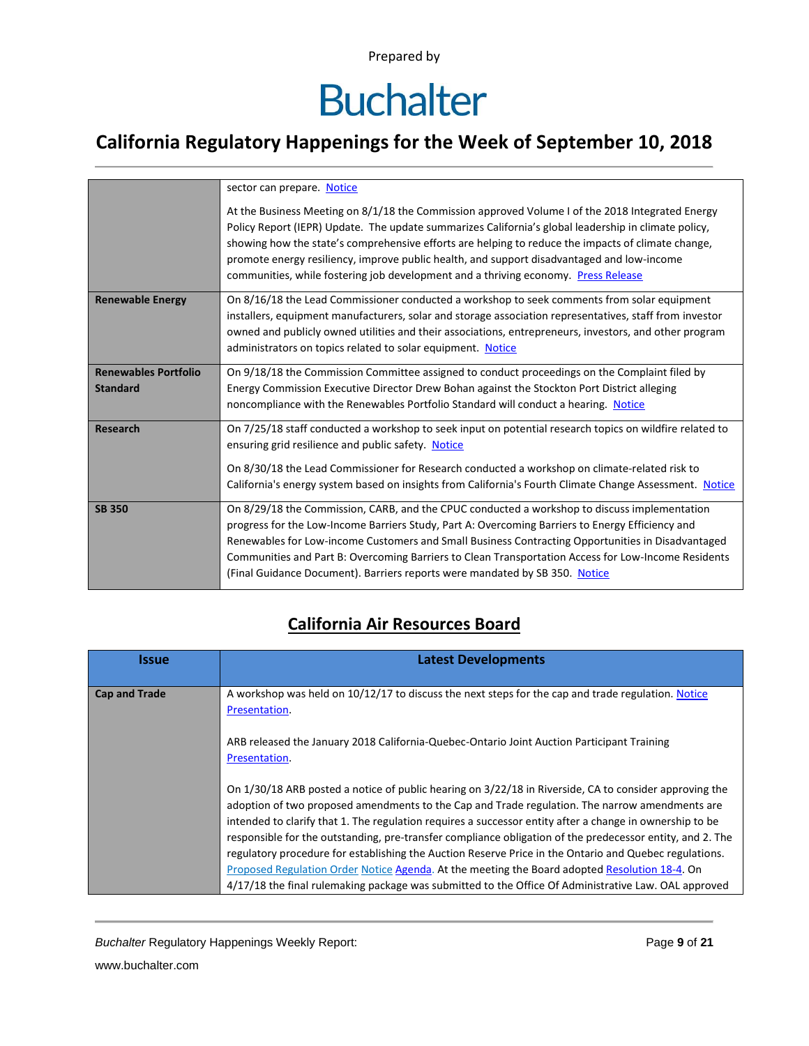| | |
|---|---|
| | sector can prepare. Notice<br><br>At the Business Meeting on 8/1/18 the Commission approved Volume I of the 2018 Integrated Energy Policy Report (IEPR) Update. The update summarizes California's global leadership in climate policy, showing how the state's comprehensive efforts are helping to reduce the impacts of climate change, promote energy resiliency, improve public health, and support disadvantaged and low-income communities, while fostering job development and a thriving economy. Press Release |
| **Renewable Energy** | On 8/16/18 the Lead Commissioner conducted a workshop to seek comments from solar equipment installers, equipment manufacturers, solar and storage association representatives, staff from investor owned and publicly owned utilities and their associations, entrepreneurs, investors, and other program administrators on topics related to solar equipment. Notice |
| **Renewables Portfolio Standard** | On 9/18/18 the Commission Committee assigned to conduct proceedings on the Complaint filed by Energy Commission Executive Director Drew Bohan against the Stockton Port District alleging noncompliance with the Renewables Portfolio Standard will conduct a hearing. Notice |
| **Research** | On 7/25/18 staff conducted a workshop to seek input on potential research topics on wildfire related to ensuring grid resilience and public safety. Notice<br><br>On 8/30/18 the Lead Commissioner for Research conducted a workshop on climate-related risk to California's energy system based on insights from California's Fourth Climate Change Assessment. Notice |
| **SB 350** | On 8/29/18 the Commission, CARB, and the CPUC conducted a workshop to discuss implementation progress for the Low-Income Barriers Study, Part A: Overcoming Barriers to Energy Efficiency and Renewables for Low-income Customers and Small Business Contracting Opportunities in Disadvantaged Communities and Part B: Overcoming Barriers to Clean Transportation Access for Low-Income Residents (Final Guidance Document). Barriers reports were mandated by SB 350. Notice |

## California Air Resources Board

| Issue | Latest Developments |
|---|---|
| **Cap and Trade** | A workshop was held on 10/12/17 to discuss the next steps for the cap and trade regulation. Notice Presentation.<br><br>ARB released the January 2018 California-Quebec-Ontario Joint Auction Participant Training Presentation.<br><br>On 1/30/18 ARB posted a notice of public hearing on 3/22/18 in Riverside, CA to consider approving the adoption of two proposed amendments to the Cap and Trade regulation. The narrow amendments are intended to clarify that 1. The regulation requires a successor entity after a change in ownership to be responsible for the outstanding, pre-transfer compliance obligation of the predecessor entity, and 2. The regulatory procedure for establishing the Auction Reserve Price in the Ontario and Quebec regulations. Proposed Regulation Order Notice Agenda. At the meeting the Board adopted Resolution 18-4. On 4/17/18 the final rulemaking package was submitted to the Office Of Administrative Law. OAL approved |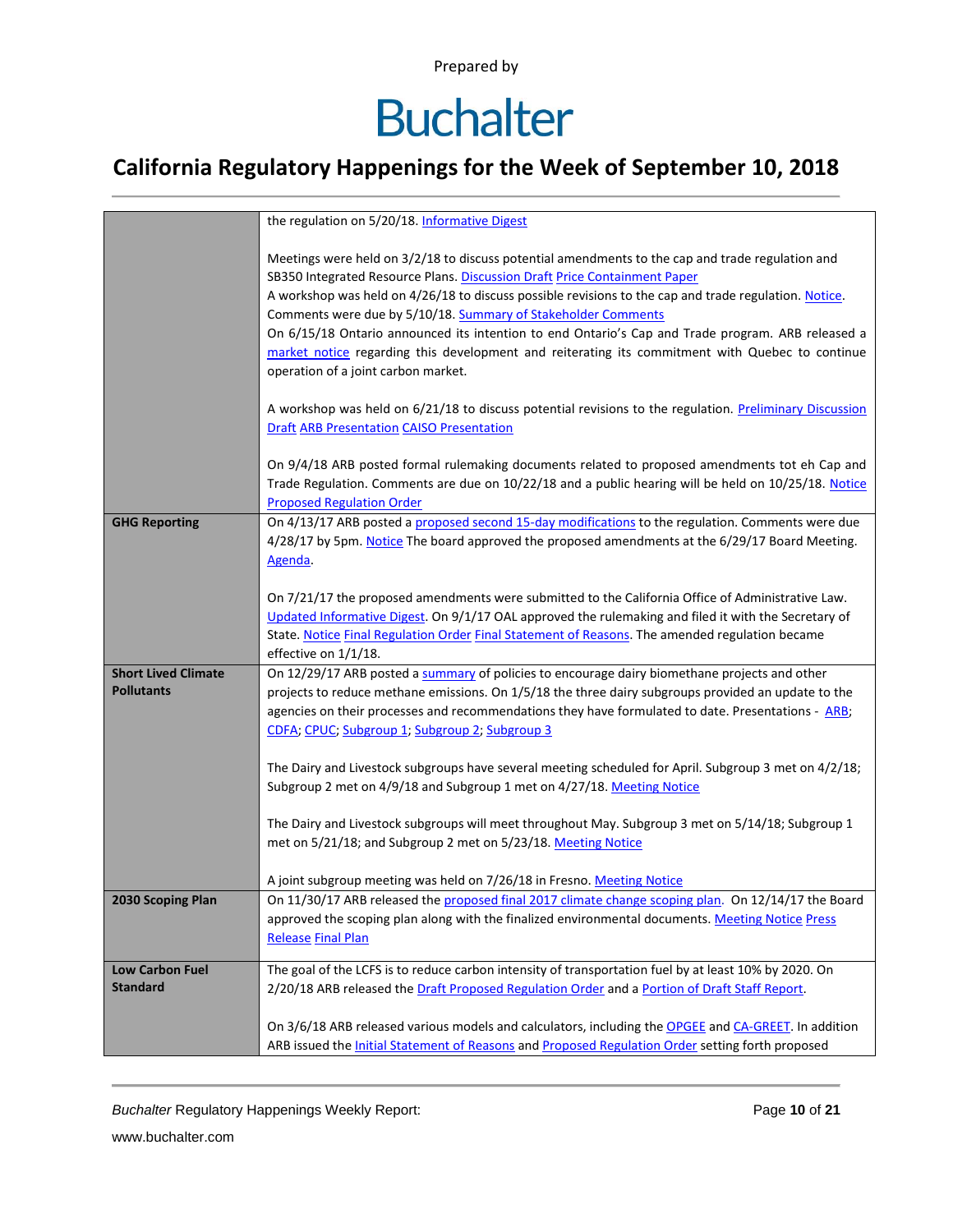| | |
|---|---|
| | the regulation on 5/20/18. Informative Digest<br><br>Meetings were held on 3/2/18 to discuss potential amendments to the cap and trade regulation and SB350 Integrated Resource Plans. Discussion Draft Price Containment Paper<br>A workshop was held on 4/26/18 to discuss possible revisions to the cap and trade regulation. Notice. Comments were due by 5/10/18. Summary of Stakeholder Comments<br>On 6/15/18 Ontario announced its intention to end Ontario's Cap and Trade program. ARB released a market notice regarding this development and reiterating its commitment with Quebec to continue operation of a joint carbon market.<br><br>A workshop was held on 6/21/18 to discuss potential revisions to the regulation. Preliminary Discussion Draft ARB Presentation CAISO Presentation<br><br>On 9/4/18 ARB posted formal rulemaking documents related to proposed amendments tot eh Cap and Trade Regulation. Comments are due on 10/22/18 and a public hearing will be held on 10/25/18. Notice Proposed Regulation Order |
| **GHG Reporting** | On 4/13/17 ARB posted a proposed second 15-day modifications to the regulation. Comments were due 4/28/17 by 5pm. Notice The board approved the proposed amendments at the 6/29/17 Board Meeting. Agenda.<br><br>On 7/21/17 the proposed amendments were submitted to the California Office of Administrative Law. Updated Informative Digest. On 9/1/17 OAL approved the rulemaking and filed it with the Secretary of State. Notice Final Regulation Order Final Statement of Reasons. The amended regulation became effective on 1/1/18. |
| **Short Lived Climate Pollutants** | On 12/29/17 ARB posted a summary of policies to encourage dairy biomethane projects and other projects to reduce methane emissions. On 1/5/18 the three dairy subgroups provided an update to the agencies on their processes and recommendations they have formulated to date. Presentations - ARB; CDFA; CPUC; Subgroup 1; Subgroup 2; Subgroup 3<br><br>The Dairy and Livestock subgroups have several meeting scheduled for April. Subgroup 3 met on 4/2/18; Subgroup 2 met on 4/9/18 and Subgroup 1 met on 4/27/18. Meeting Notice<br><br>The Dairy and Livestock subgroups will meet throughout May. Subgroup 3 met on 5/14/18; Subgroup 1 met on 5/21/18; and Subgroup 2 met on 5/23/18. Meeting Notice<br><br>A joint subgroup meeting was held on 7/26/18 in Fresno. Meeting Notice |
| **2030 Scoping Plan** | On 11/30/17 ARB released the proposed final 2017 climate change scoping plan. On 12/14/17 the Board approved the scoping plan along with the finalized environmental documents. Meeting Notice Press Release Final Plan |
| **Low Carbon Fuel Standard** | The goal of the LCFS is to reduce carbon intensity of transportation fuel by at least 10% by 2020. On 2/20/18 ARB released the Draft Proposed Regulation Order and a Portion of Draft Staff Report.<br><br>On 3/6/18 ARB released various models and calculators, including the OPGEE and CA-GREET. In addition ARB issued the Initial Statement of Reasons and Proposed Regulation Order setting forth proposed |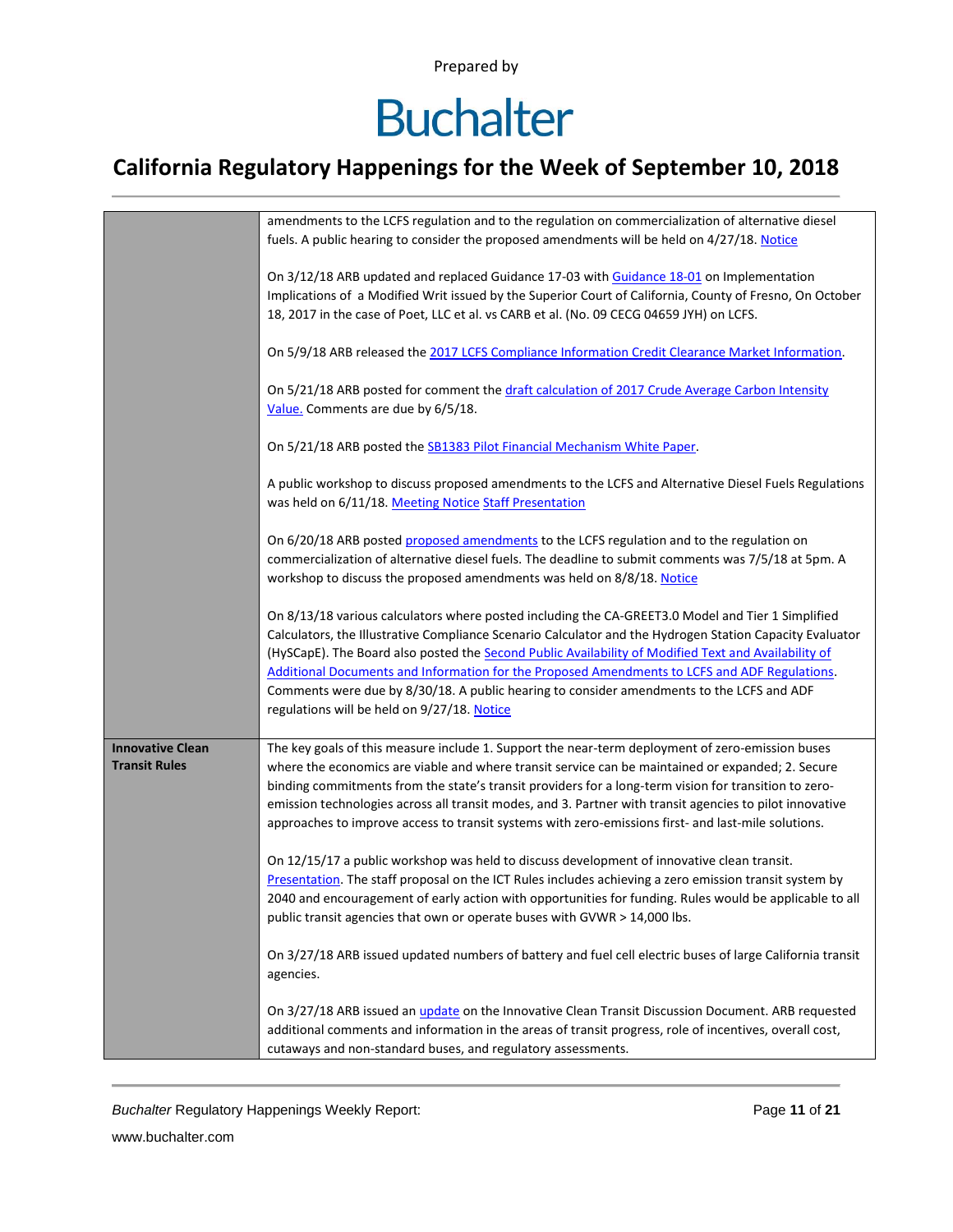| | |
|---|---|
| | amendments to the LCFS regulation and to the regulation on commercialization of alternative diesel fuels. A public hearing to consider the proposed amendments will be held on 4/27/18. Notice<br><br>On 3/12/18 ARB updated and replaced Guidance 17-03 with Guidance 18-01 on Implementation Implications of a Modified Writ issued by the Superior Court of California, County of Fresno, On October 18, 2017 in the case of Poet, LLC et al. vs CARB et al. (No. 09 CECG 04659 JYH) on LCFS.<br><br>On 5/9/18 ARB released the 2017 LCFS Compliance Information Credit Clearance Market Information.<br><br>On 5/21/18 ARB posted for comment the draft calculation of 2017 Crude Average Carbon Intensity Value. Comments are due by 6/5/18.<br><br>On 5/21/18 ARB posted the SB1383 Pilot Financial Mechanism White Paper.<br><br>A public workshop to discuss proposed amendments to the LCFS and Alternative Diesel Fuels Regulations was held on 6/11/18. Meeting Notice Staff Presentation<br><br>On 6/20/18 ARB posted proposed amendments to the LCFS regulation and to the regulation on commercialization of alternative diesel fuels. The deadline to submit comments was 7/5/18 at 5pm. A workshop to discuss the proposed amendments was held on 8/8/18. Notice<br><br>On 8/13/18 various calculators where posted including the CA-GREET3.0 Model and Tier 1 Simplified Calculators, the Illustrative Compliance Scenario Calculator and the Hydrogen Station Capacity Evaluator (HySCapE). The Board also posted the Second Public Availability of Modified Text and Availability of Additional Documents and Information for the Proposed Amendments to LCFS and ADF Regulations. Comments were due by 8/30/18. A public hearing to consider amendments to the LCFS and ADF regulations will be held on 9/27/18. Notice |
| **Innovative Clean Transit Rules** | The key goals of this measure include 1. Support the near-term deployment of zero-emission buses where the economics are viable and where transit service can be maintained or expanded; 2. Secure binding commitments from the state's transit providers for a long-term vision for transition to zero-emission technologies across all transit modes, and 3. Partner with transit agencies to pilot innovative approaches to improve access to transit systems with zero-emissions first- and last-mile solutions.<br><br>On 12/15/17 a public workshop was held to discuss development of innovative clean transit. Presentation. The staff proposal on the ICT Rules includes achieving a zero emission transit system by 2040 and encouragement of early action with opportunities for funding. Rules would be applicable to all public transit agencies that own or operate buses with GVWR > 14,000 lbs.<br><br>On 3/27/18 ARB issued updated numbers of battery and fuel cell electric buses of large California transit agencies.<br><br>On 3/27/18 ARB issued an update on the Innovative Clean Transit Discussion Document. ARB requested additional comments and information in the areas of transit progress, role of incentives, overall cost, cutaways and non-standard buses, and regulatory assessments. |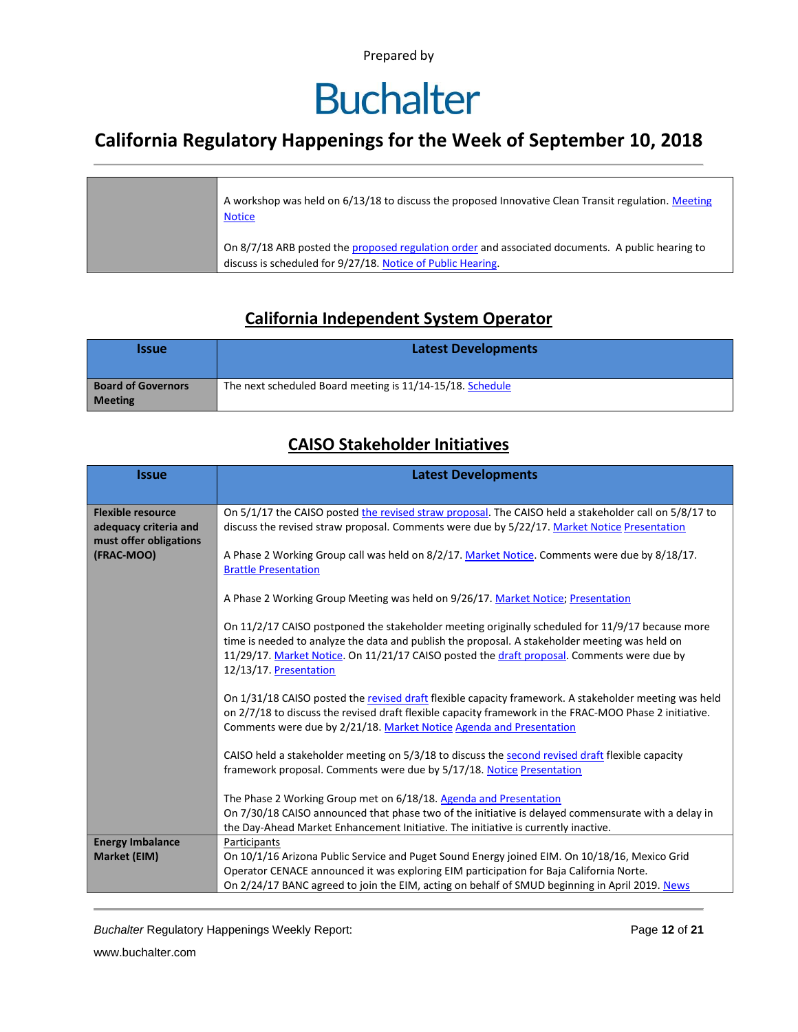| | |
|---|---|
| | A workshop was held on 6/13/18 to discuss the proposed Innovative Clean Transit regulation. Meeting Notice<br><br>On 8/7/18 ARB posted the proposed regulation order and associated documents. A public hearing to discuss is scheduled for 9/27/18. Notice of Public Hearing. |

## California Independent System Operator

| Issue | Latest Developments |
|---|---|
| **Board of Governors Meeting** | The next scheduled Board meeting is 11/14-15/18. Schedule |

## CAISO Stakeholder Initiatives

| Issue | Latest Developments |
|---|---|
| **Flexible resource adequacy criteria and must offer obligations (FRAC-MOO)** | On 5/1/17 the CAISO posted the revised straw proposal. The CAISO held a stakeholder call on 5/8/17 to discuss the revised straw proposal. Comments were due by 5/22/17. Market Notice Presentation<br><br>A Phase 2 Working Group call was held on 8/2/17. Market Notice. Comments were due by 8/18/17. Brattle Presentation<br><br>A Phase 2 Working Group Meeting was held on 9/26/17. Market Notice; Presentation<br><br>On 11/2/17 CAISO postponed the stakeholder meeting originally scheduled for 11/9/17 because more time is needed to analyze the data and publish the proposal. A stakeholder meeting was held on 11/29/17. Market Notice. On 11/21/17 CAISO posted the draft proposal. Comments were due by 12/13/17. Presentation<br><br>On 1/31/18 CAISO posted the revised draft flexible capacity framework. A stakeholder meeting was held on 2/7/18 to discuss the revised draft flexible capacity framework in the FRAC-MOO Phase 2 initiative. Comments were due by 2/21/18. Market Notice Agenda and Presentation<br><br>CAISO held a stakeholder meeting on 5/3/18 to discuss the second revised draft flexible capacity framework proposal. Comments were due by 5/17/18. Notice Presentation<br><br>The Phase 2 Working Group met on 6/18/18. Agenda and Presentation<br>On 7/30/18 CAISO announced that phase two of the initiative is delayed commensurate with a delay in the Day-Ahead Market Enhancement Initiative. The initiative is currently inactive. |
| **Energy Imbalance Market (EIM)** | Participants<br>On 10/1/16 Arizona Public Service and Puget Sound Energy joined EIM. On 10/18/16, Mexico Grid Operator CENACE announced it was exploring EIM participation for Baja California Norte.<br>On 2/24/17 BANC agreed to join the EIM, acting on behalf of SMUD beginning in April 2019. News |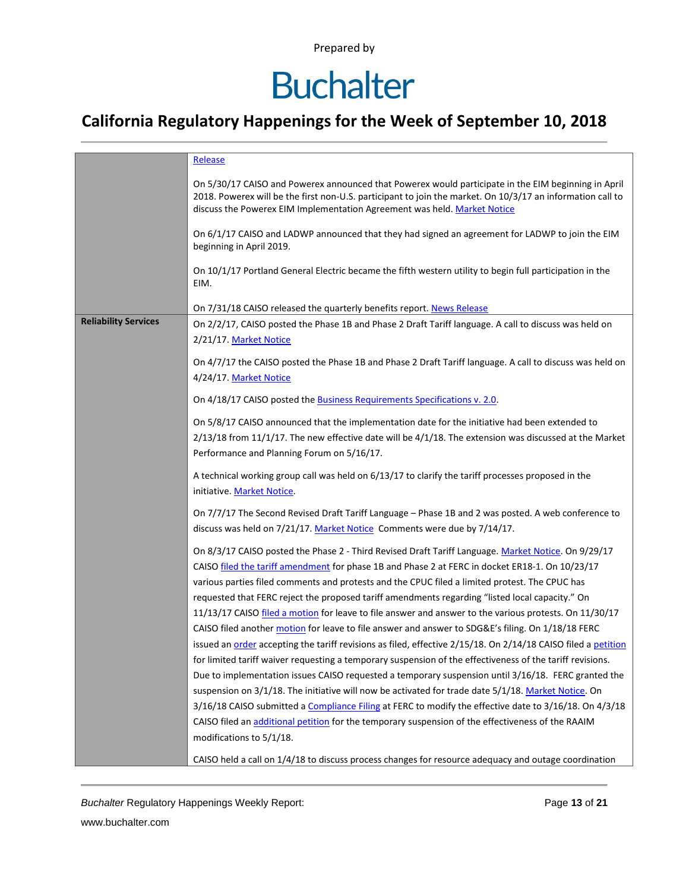| | |
|---|---|
| | Release<br><br>On 5/30/17 CAISO and Powerex announced that Powerex would participate in the EIM beginning in April 2018. Powerex will be the first non-U.S. participant to join the market. On 10/3/17 an information call to discuss the Powerex EIM Implementation Agreement was held. Market Notice<br><br>On 6/1/17 CAISO and LADWP announced that they had signed an agreement for LADWP to join the EIM beginning in April 2019.<br><br>On 10/1/17 Portland General Electric became the fifth western utility to begin full participation in the EIM.<br><br>On 7/31/18 CAISO released the quarterly benefits report. News Release |
| **Reliability Services** | On 2/2/17, CAISO posted the Phase 1B and Phase 2 Draft Tariff language. A call to discuss was held on 2/21/17. Market Notice<br><br>On 4/7/17 the CAISO posted the Phase 1B and Phase 2 Draft Tariff language. A call to discuss was held on 4/24/17. Market Notice<br><br>On 4/18/17 CAISO posted the Business Requirements Specifications v. 2.0.<br><br>On 5/8/17 CAISO announced that the implementation date for the initiative had been extended to 2/13/18 from 11/1/17. The new effective date will be 4/1/18. The extension was discussed at the Market Performance and Planning Forum on 5/16/17.<br><br>A technical working group call was held on 6/13/17 to clarify the tariff processes proposed in the initiative. Market Notice.<br><br>On 7/7/17 The Second Revised Draft Tariff Language – Phase 1B and 2 was posted. A web conference to discuss was held on 7/21/17. Market Notice Comments were due by 7/14/17.<br><br>On 8/3/17 CAISO posted the Phase 2 - Third Revised Draft Tariff Language. Market Notice. On 9/29/17 CAISO filed the tariff amendment for phase 1B and Phase 2 at FERC in docket ER18-1. On 10/23/17 various parties filed comments and protests and the CPUC filed a limited protest. The CPUC has requested that FERC reject the proposed tariff amendments regarding "listed local capacity." On 11/13/17 CAISO filed a motion for leave to file answer and answer to the various protests. On 11/30/17 CAISO filed another motion for leave to file answer and answer to SDG&E's filing. On 1/18/18 FERC issued an order accepting the tariff revisions as filed, effective 2/15/18. On 2/14/18 CAISO filed a petition for limited tariff waiver requesting a temporary suspension of the effectiveness of the tariff revisions. Due to implementation issues CAISO requested a temporary suspension until 3/16/18. FERC granted the suspension on 3/1/18. The initiative will now be activated for trade date 5/1/18. Market Notice. On 3/16/18 CAISO submitted a Compliance Filing at FERC to modify the effective date to 3/16/18. On 4/3/18 CAISO filed an additional petition for the temporary suspension of the effectiveness of the RAAIM modifications to 5/1/18.<br><br>CAISO held a call on 1/4/18 to discuss process changes for resource adequacy and outage coordination |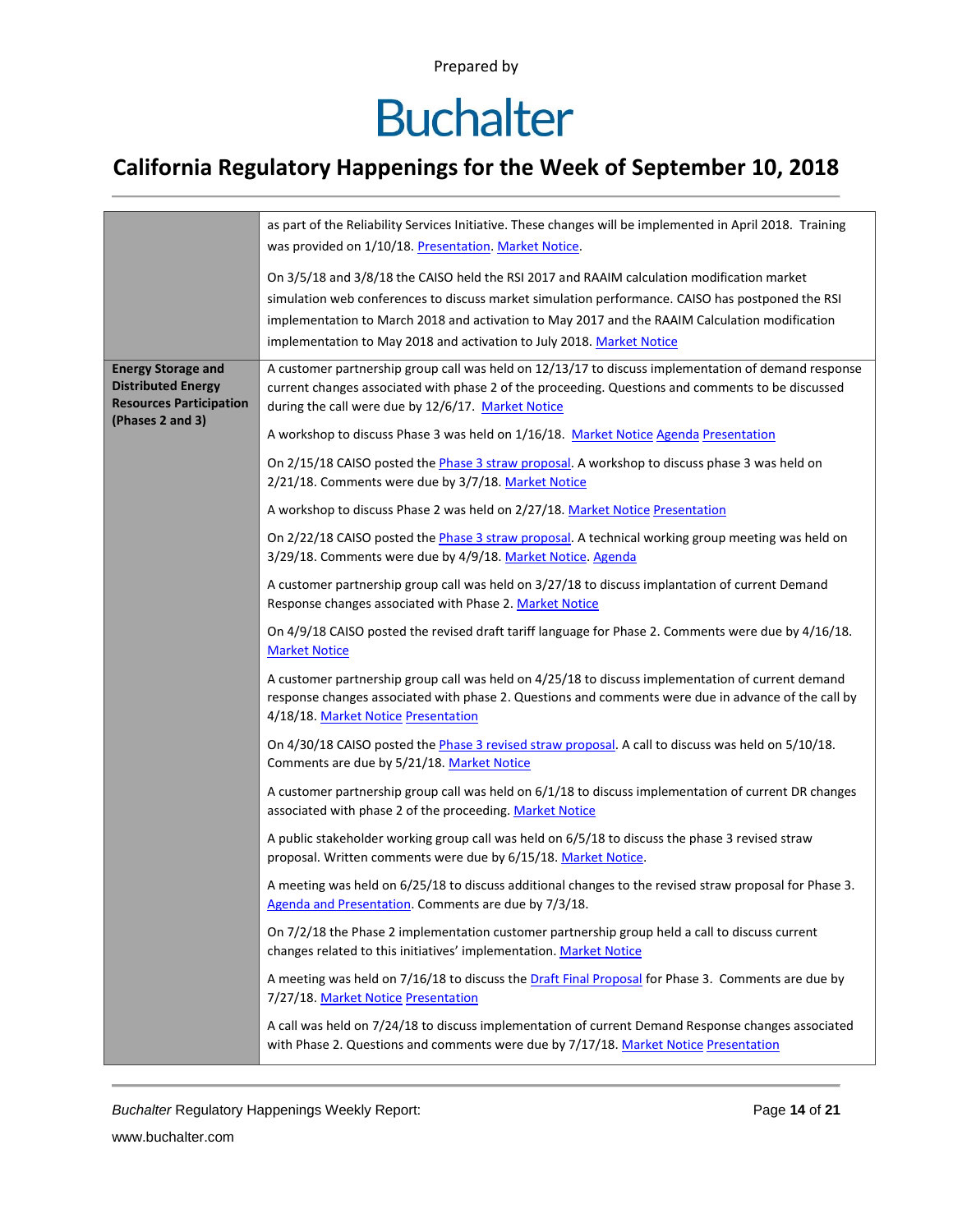| | |
|---|---|
| | as part of the Reliability Services Initiative. These changes will be implemented in April 2018. Training was provided on 1/10/18. Presentation. Market Notice.<br><br>On 3/5/18 and 3/8/18 the CAISO held the RSI 2017 and RAAIM calculation modification market simulation web conferences to discuss market simulation performance. CAISO has postponed the RSI implementation to March 2018 and activation to May 2017 and the RAAIM Calculation modification implementation to May 2018 and activation to July 2018. Market Notice |
| **Energy Storage and Distributed Energy Resources Participation (Phases 2 and 3)** | A customer partnership group call was held on 12/13/17 to discuss implementation of demand response current changes associated with phase 2 of the proceeding. Questions and comments to be discussed during the call were due by 12/6/17. Market Notice<br><br>A workshop to discuss Phase 3 was held on 1/16/18. Market Notice Agenda Presentation<br><br>On 2/15/18 CAISO posted the Phase 3 straw proposal. A workshop to discuss phase 3 was held on 2/21/18. Comments were due by 3/7/18. Market Notice<br><br>A workshop to discuss Phase 2 was held on 2/27/18. Market Notice Presentation<br><br>On 2/22/18 CAISO posted the Phase 3 straw proposal. A technical working group meeting was held on 3/29/18. Comments were due by 4/9/18. Market Notice. Agenda<br><br>A customer partnership group call was held on 3/27/18 to discuss implantation of current Demand Response changes associated with Phase 2. Market Notice<br><br>On 4/9/18 CAISO posted the revised draft tariff language for Phase 2. Comments were due by 4/16/18. Market Notice<br><br>A customer partnership group call was held on 4/25/18 to discuss implementation of current demand response changes associated with phase 2. Questions and comments were due in advance of the call by 4/18/18. Market Notice Presentation<br><br>On 4/30/18 CAISO posted the Phase 3 revised straw proposal. A call to discuss was held on 5/10/18. Comments are due by 5/21/18. Market Notice<br><br>A customer partnership group call was held on 6/1/18 to discuss implementation of current DR changes associated with phase 2 of the proceeding. Market Notice<br><br>A public stakeholder working group call was held on 6/5/18 to discuss the phase 3 revised straw proposal. Written comments were due by 6/15/18. Market Notice.<br><br>A meeting was held on 6/25/18 to discuss additional changes to the revised straw proposal for Phase 3. Agenda and Presentation. Comments are due by 7/3/18.<br><br>On 7/2/18 the Phase 2 implementation customer partnership group held a call to discuss current changes related to this initiatives' implementation. Market Notice<br><br>A meeting was held on 7/16/18 to discuss the Draft Final Proposal for Phase 3. Comments are due by 7/27/18. Market Notice Presentation<br><br>A call was held on 7/24/18 to discuss implementation of current Demand Response changes associated with Phase 2. Questions and comments were due by 7/17/18. Market Notice Presentation |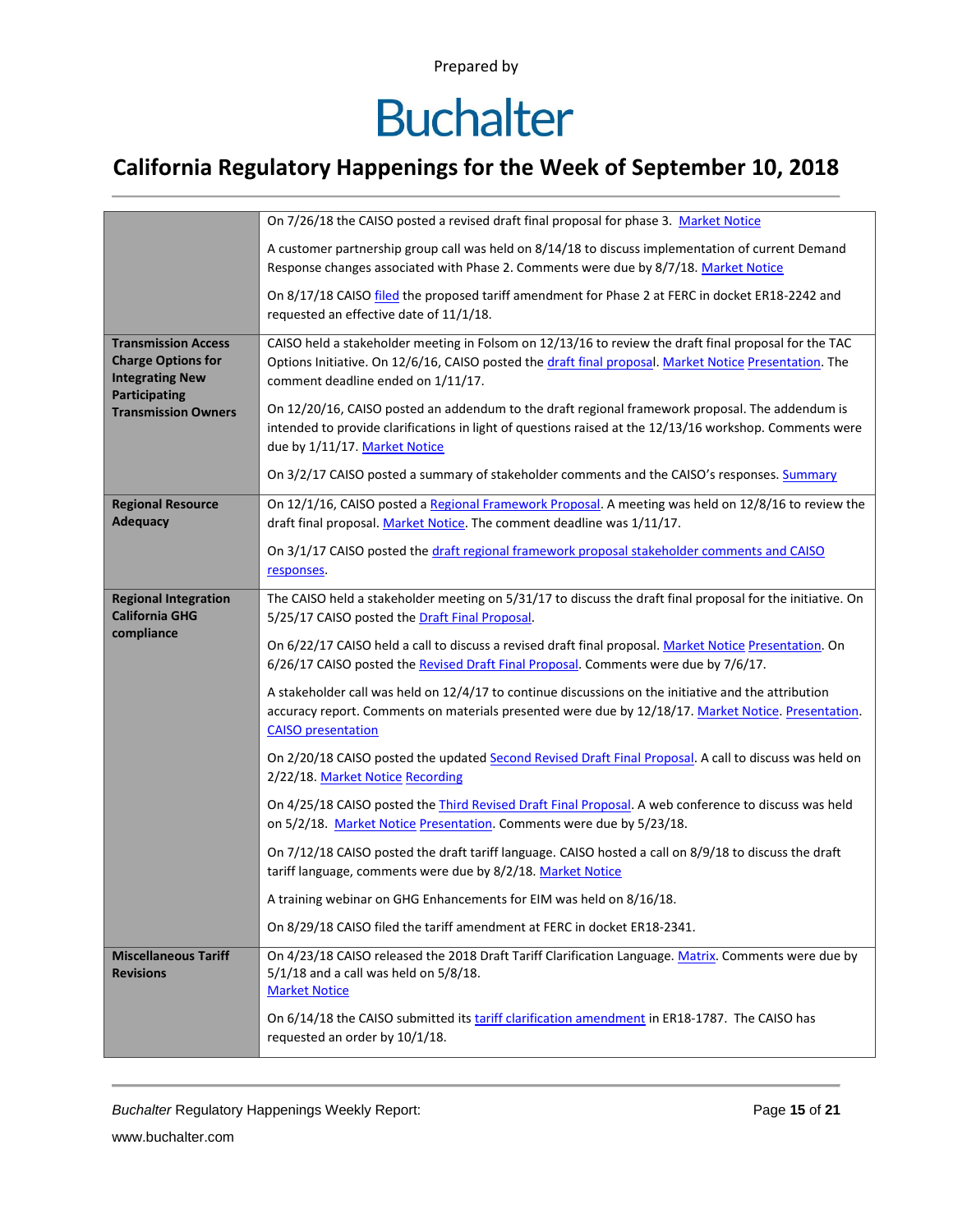Prepared by

# Buchalter

## California Regulatory Happenings for the Week of September 10, 2018

| | |
|---|---|
| | On 7/26/18 the CAISO posted a revised draft final proposal for phase 3. Market Notice<br><br>A customer partnership group call was held on 8/14/18 to discuss implementation of current Demand Response changes associated with Phase 2. Comments were due by 8/7/18. Market Notice<br><br>On 8/17/18 CAISO filed the proposed tariff amendment for Phase 2 at FERC in docket ER18-2242 and requested an effective date of 11/1/18. |
| **Transmission Access Charge Options for Integrating New Participating Transmission Owners** | CAISO held a stakeholder meeting in Folsom on 12/13/16 to review the draft final proposal for the TAC Options Initiative. On 12/6/16, CAISO posted the draft final proposal. Market Notice Presentation. The comment deadline ended on 1/11/17.<br><br>On 12/20/16, CAISO posted an addendum to the draft regional framework proposal. The addendum is intended to provide clarifications in light of questions raised at the 12/13/16 workshop. Comments were due by 1/11/17. Market Notice<br><br>On 3/2/17 CAISO posted a summary of stakeholder comments and the CAISO's responses. Summary |
| **Regional Resource Adequacy** | On 12/1/16, CAISO posted a Regional Framework Proposal. A meeting was held on 12/8/16 to review the draft final proposal. Market Notice. The comment deadline was 1/11/17.<br><br>On 3/1/17 CAISO posted the draft regional framework proposal stakeholder comments and CAISO responses. |
| **Regional Integration California GHG compliance** | The CAISO held a stakeholder meeting on 5/31/17 to discuss the draft final proposal for the initiative. On 5/25/17 CAISO posted the Draft Final Proposal.<br><br>On 6/22/17 CAISO held a call to discuss a revised draft final proposal. Market Notice Presentation. On 6/26/17 CAISO posted the Revised Draft Final Proposal. Comments were due by 7/6/17.<br><br>A stakeholder call was held on 12/4/17 to continue discussions on the initiative and the attribution accuracy report. Comments on materials presented were due by 12/18/17. Market Notice. Presentation. CAISO presentation<br><br>On 2/20/18 CAISO posted the updated Second Revised Draft Final Proposal. A call to discuss was held on 2/22/18. Market Notice Recording<br><br>On 4/25/18 CAISO posted the Third Revised Draft Final Proposal. A web conference to discuss was held on 5/2/18. Market Notice Presentation. Comments were due by 5/23/18.<br><br>On 7/12/18 CAISO posted the draft tariff language. CAISO hosted a call on 8/9/18 to discuss the draft tariff language, comments were due by 8/2/18. Market Notice<br><br>A training webinar on GHG Enhancements for EIM was held on 8/16/18.<br><br>On 8/29/18 CAISO filed the tariff amendment at FERC in docket ER18-2341. |
| **Miscellaneous Tariff Revisions** | On 4/23/18 CAISO released the 2018 Draft Tariff Clarification Language. Matrix. Comments were due by 5/1/18 and a call was held on 5/8/18.<br>Market Notice<br><br>On 6/14/18 the CAISO submitted its tariff clarification amendment in ER18-1787. The CAISO has requested an order by 10/1/18. |

*Buchalter* Regulatory Happenings Weekly Report:

www.buchalter.com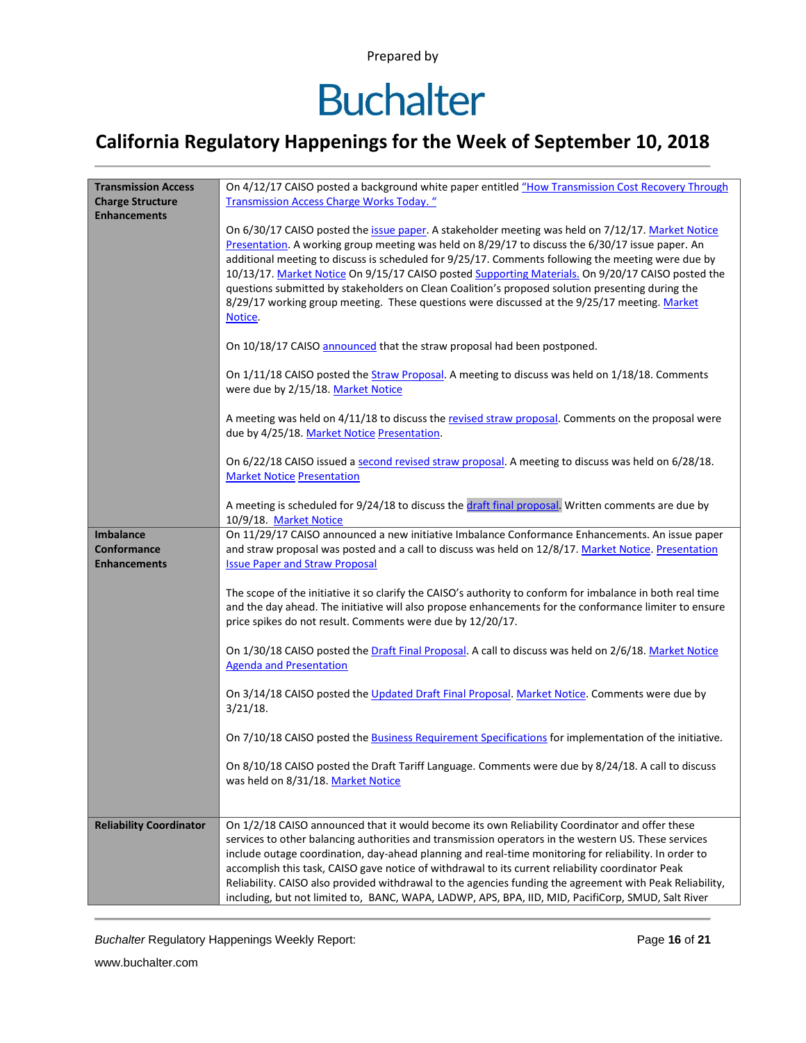Prepared by

# Buchalter

## California Regulatory Happenings for the Week of September 10, 2018

| | |
|---|---|
| **Transmission Access Charge Structure Enhancements** | On 4/12/17 CAISO posted a background white paper entitled "How Transmission Cost Recovery Through Transmission Access Charge Works Today. "<br><br>On 6/30/17 CAISO posted the issue paper. A stakeholder meeting was held on 7/12/17. Market Notice Presentation. A working group meeting was held on 8/29/17 to discuss the 6/30/17 issue paper. An additional meeting to discuss is scheduled for 9/25/17. Comments following the meeting were due by 10/13/17. Market Notice On 9/15/17 CAISO posted Supporting Materials. On 9/20/17 CAISO posted the questions submitted by stakeholders on Clean Coalition's proposed solution presenting during the 8/29/17 working group meeting. These questions were discussed at the 9/25/17 meeting. Market Notice.<br><br>On 10/18/17 CAISO announced that the straw proposal had been postponed.<br><br>On 1/11/18 CAISO posted the Straw Proposal. A meeting to discuss was held on 1/18/18. Comments were due by 2/15/18. Market Notice<br><br>A meeting was held on 4/11/18 to discuss the revised straw proposal. Comments on the proposal were due by 4/25/18. Market Notice Presentation.<br><br>On 6/22/18 CAISO issued a second revised straw proposal. A meeting to discuss was held on 6/28/18. Market Notice Presentation<br><br>A meeting is scheduled for 9/24/18 to discuss the draft final proposal. Written comments are due by 10/9/18. Market Notice |
| **Imbalance Conformance Enhancements** | On 11/29/17 CAISO announced a new initiative Imbalance Conformance Enhancements. An issue paper and straw proposal was posted and a call to discuss was held on 12/8/17. Market Notice. Presentation Issue Paper and Straw Proposal<br><br>The scope of the initiative it so clarify the CAISO's authority to conform for imbalance in both real time and the day ahead. The initiative will also propose enhancements for the conformance limiter to ensure price spikes do not result. Comments were due by 12/20/17.<br><br>On 1/30/18 CAISO posted the Draft Final Proposal. A call to discuss was held on 2/6/18. Market Notice Agenda and Presentation<br><br>On 3/14/18 CAISO posted the Updated Draft Final Proposal. Market Notice. Comments were due by 3/21/18.<br><br>On 7/10/18 CAISO posted the Business Requirement Specifications for implementation of the initiative.<br><br>On 8/10/18 CAISO posted the Draft Tariff Language. Comments were due by 8/24/18. A call to discuss was held on 8/31/18. Market Notice |
| **Reliability Coordinator** | On 1/2/18 CAISO announced that it would become its own Reliability Coordinator and offer these services to other balancing authorities and transmission operators in the western US. These services include outage coordination, day-ahead planning and real-time monitoring for reliability. In order to accomplish this task, CAISO gave notice of withdrawal to its current reliability coordinator Peak Reliability. CAISO also provided withdrawal to the agencies funding the agreement with Peak Reliability, including, but not limited to, BANC, WAPA, LADWP, APS, BPA, IID, MID, PacifiCorp, SMUD, Salt River |

*Buchalter* Regulatory Happenings Weekly Report:

www.buchalter.com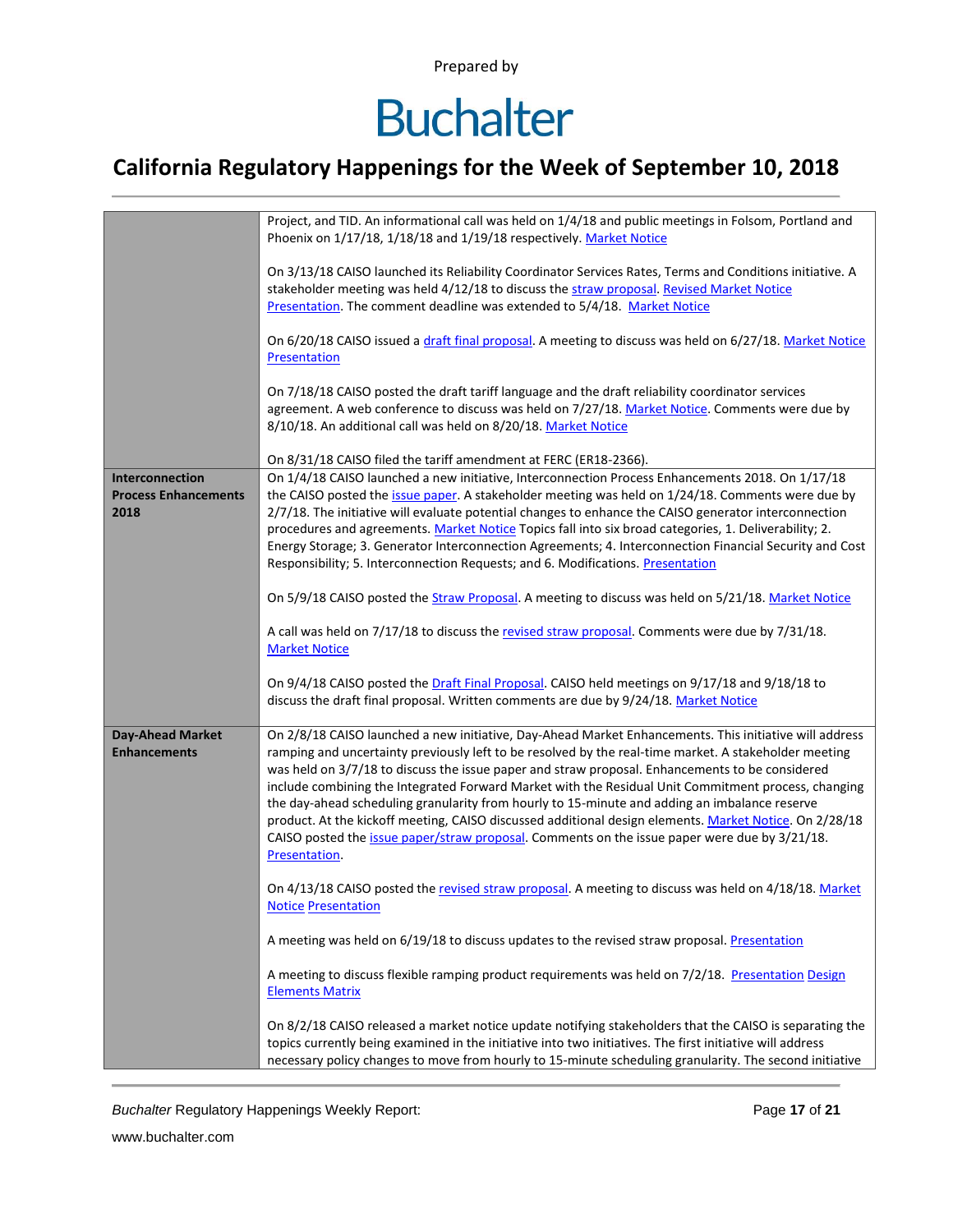| | |
|---|---|
| | Project, and TID. An informational call was held on 1/4/18 and public meetings in Folsom, Portland and Phoenix on 1/17/18, 1/18/18 and 1/19/18 respectively. Market Notice<br><br>On 3/13/18 CAISO launched its Reliability Coordinator Services Rates, Terms and Conditions initiative. A stakeholder meeting was held 4/12/18 to discuss the straw proposal. Revised Market Notice Presentation. The comment deadline was extended to 5/4/18. Market Notice<br><br>On 6/20/18 CAISO issued a draft final proposal. A meeting to discuss was held on 6/27/18. Market Notice Presentation<br><br>On 7/18/18 CAISO posted the draft tariff language and the draft reliability coordinator services agreement. A web conference to discuss was held on 7/27/18. Market Notice. Comments were due by 8/10/18. An additional call was held on 8/20/18. Market Notice<br><br>On 8/31/18 CAISO filed the tariff amendment at FERC (ER18-2366). |
| **Interconnection Process Enhancements 2018** | On 1/4/18 CAISO launched a new initiative, Interconnection Process Enhancements 2018. On 1/17/18 the CAISO posted the issue paper. A stakeholder meeting was held on 1/24/18. Comments were due by 2/7/18. The initiative will evaluate potential changes to enhance the CAISO generator interconnection procedures and agreements. Market Notice Topics fall into six broad categories, 1. Deliverability; 2. Energy Storage; 3. Generator Interconnection Agreements; 4. Interconnection Financial Security and Cost Responsibility; 5. Interconnection Requests; and 6. Modifications. Presentation<br><br>On 5/9/18 CAISO posted the Straw Proposal. A meeting to discuss was held on 5/21/18. Market Notice<br><br>A call was held on 7/17/18 to discuss the revised straw proposal. Comments were due by 7/31/18. Market Notice<br><br>On 9/4/18 CAISO posted the Draft Final Proposal. CAISO held meetings on 9/17/18 and 9/18/18 to discuss the draft final proposal. Written comments are due by 9/24/18. Market Notice |
| **Day-Ahead Market Enhancements** | On 2/8/18 CAISO launched a new initiative, Day-Ahead Market Enhancements. This initiative will address ramping and uncertainty previously left to be resolved by the real-time market. A stakeholder meeting was held on 3/7/18 to discuss the issue paper and straw proposal. Enhancements to be considered include combining the Integrated Forward Market with the Residual Unit Commitment process, changing the day-ahead scheduling granularity from hourly to 15-minute and adding an imbalance reserve product. At the kickoff meeting, CAISO discussed additional design elements. Market Notice. On 2/28/18 CAISO posted the issue paper/straw proposal. Comments on the issue paper were due by 3/21/18. Presentation.<br><br>On 4/13/18 CAISO posted the revised straw proposal. A meeting to discuss was held on 4/18/18. Market Notice Presentation<br><br>A meeting was held on 6/19/18 to discuss updates to the revised straw proposal. Presentation<br><br>A meeting to discuss flexible ramping product requirements was held on 7/2/18. Presentation Design Elements Matrix<br><br>On 8/2/18 CAISO released a market notice update notifying stakeholders that the CAISO is separating the topics currently being examined in the initiative into two initiatives. The first initiative will address necessary policy changes to move from hourly to 15-minute scheduling granularity. The second initiative |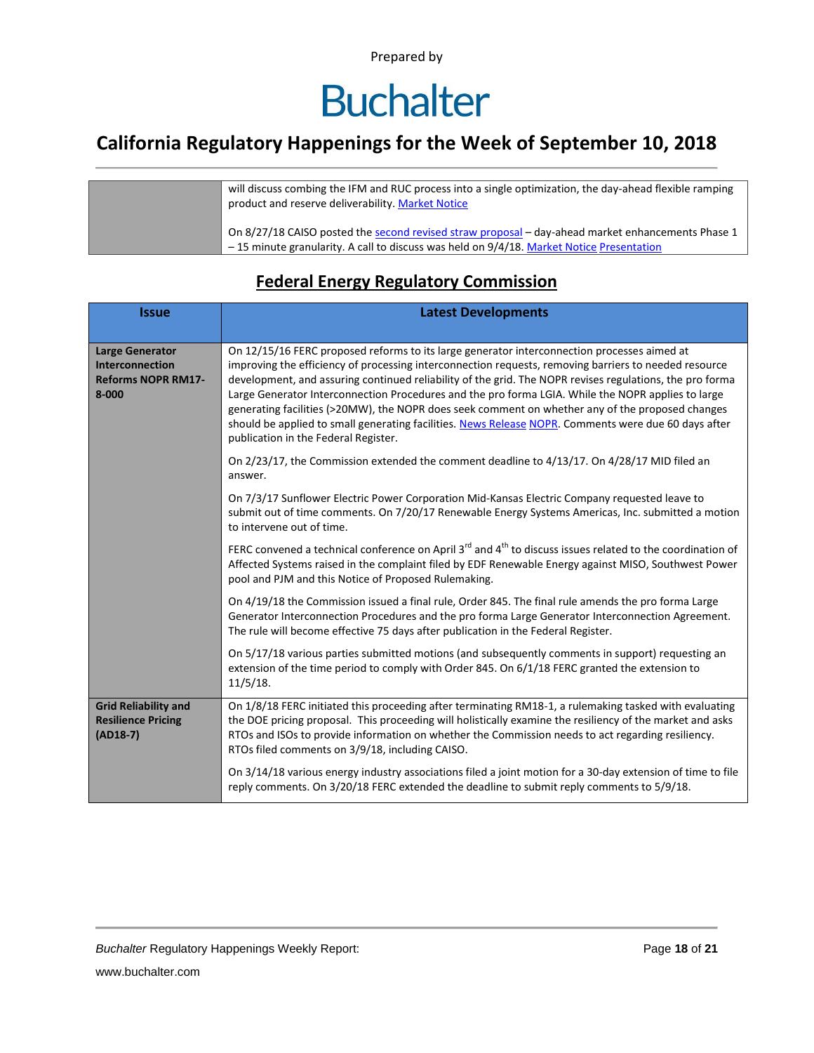| | |
|---|---|
| | will discuss combing the IFM and RUC process into a single optimization, the day-ahead flexible ramping product and reserve deliverability. Market Notice<br><br>On 8/27/18 CAISO posted the second revised straw proposal – day-ahead market enhancements Phase 1 – 15 minute granularity. A call to discuss was held on 9/4/18. Market Notice Presentation |

## Federal Energy Regulatory Commission

| Issue | Latest Developments |
|---|---|
| **Large Generator Interconnection Reforms NOPR RM17-8-000** | On 12/15/16 FERC proposed reforms to its large generator interconnection processes aimed at improving the efficiency of processing interconnection requests, removing barriers to needed resource development, and assuring continued reliability of the grid. The NOPR revises regulations, the pro forma Large Generator Interconnection Procedures and the pro forma LGIA. While the NOPR applies to large generating facilities (>20MW), the NOPR does seek comment on whether any of the proposed changes should be applied to small generating facilities. News Release NOPR. Comments were due 60 days after publication in the Federal Register.<br><br>On 2/23/17, the Commission extended the comment deadline to 4/13/17. On 4/28/17 MID filed an answer.<br><br>On 7/3/17 Sunflower Electric Power Corporation Mid-Kansas Electric Company requested leave to submit out of time comments. On 7/20/17 Renewable Energy Systems Americas, Inc. submitted a motion to intervene out of time.<br><br>FERC convened a technical conference on April 3rd and 4th to discuss issues related to the coordination of Affected Systems raised in the complaint filed by EDF Renewable Energy against MISO, Southwest Power pool and PJM and this Notice of Proposed Rulemaking.<br><br>On 4/19/18 the Commission issued a final rule, Order 845. The final rule amends the pro forma Large Generator Interconnection Procedures and the pro forma Large Generator Interconnection Agreement. The rule will become effective 75 days after publication in the Federal Register.<br><br>On 5/17/18 various parties submitted motions (and subsequently comments in support) requesting an extension of the time period to comply with Order 845. On 6/1/18 FERC granted the extension to 11/5/18. |
| **Grid Reliability and Resilience Pricing (AD18-7)** | On 1/8/18 FERC initiated this proceeding after terminating RM18-1, a rulemaking tasked with evaluating the DOE pricing proposal. This proceeding will holistically examine the resiliency of the market and asks RTOs and ISOs to provide information on whether the Commission needs to act regarding resiliency. RTOs filed comments on 3/9/18, including CAISO.<br><br>On 3/14/18 various energy industry associations filed a joint motion for a 30-day extension of time to file reply comments. On 3/20/18 FERC extended the deadline to submit reply comments to 5/9/18. |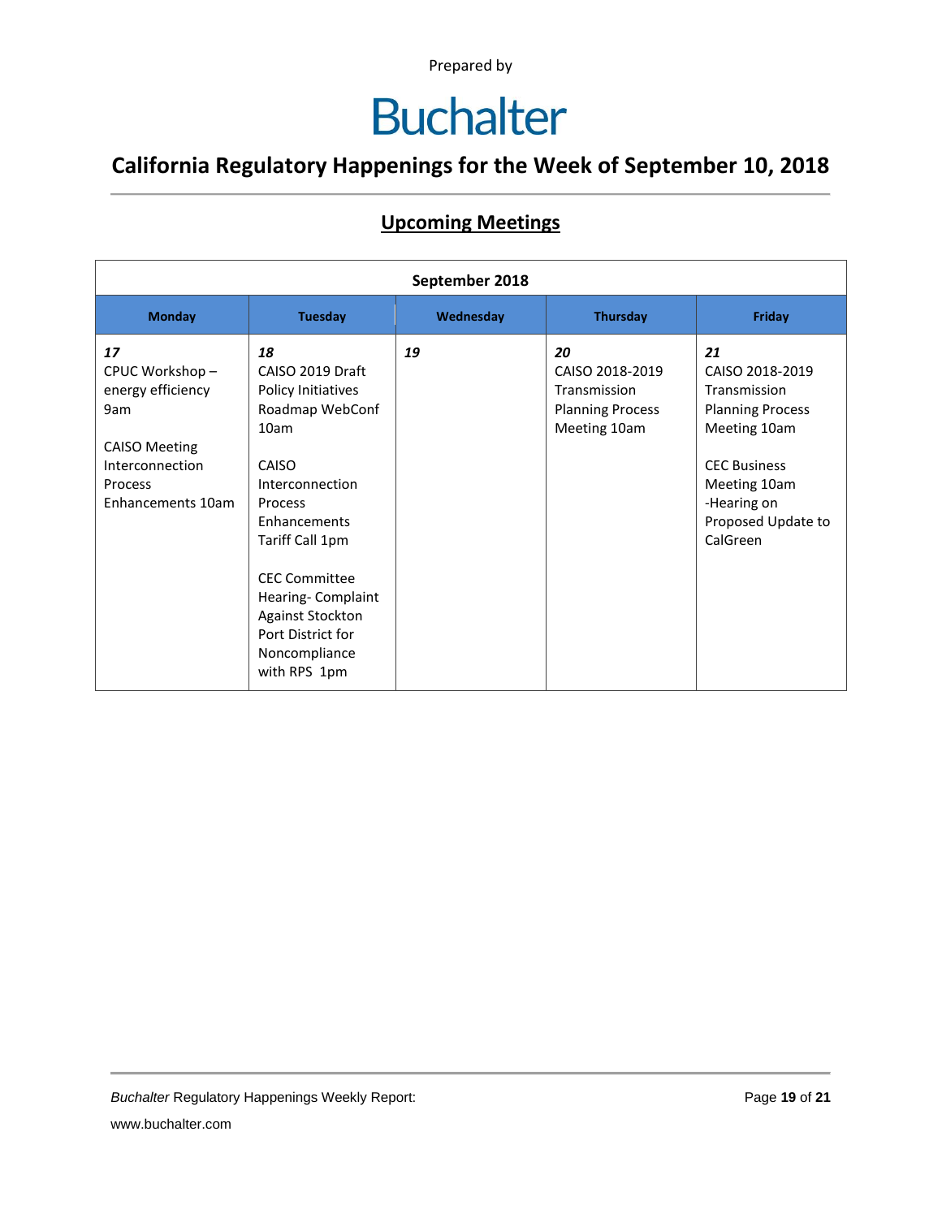Prepared by

# Buchalter

## California Regulatory Happenings for the Week of September 10, 2018

### Upcoming Meetings

| September 2018 | | | | |
|---|---|---|---|---|
| **Monday** | **Tuesday** | **Wednesday** | **Thursday** | **Friday** |
| ***17***<br>CPUC Workshop – energy efficiency 9am<br><br>CAISO Meeting Interconnection Process Enhancements 10am | ***18***<br>CAISO 2019 Draft Policy Initiatives Roadmap WebConf 10am<br><br>CAISO Interconnection Process Enhancements Tariff Call 1pm<br><br>CEC Committee Hearing- Complaint Against Stockton Port District for Noncompliance with RPS 1pm | ***19*** | ***20***<br>CAISO 2018-2019 Transmission Planning Process Meeting 10am | ***21***<br>CAISO 2018-2019 Transmission Planning Process Meeting 10am<br><br>CEC Business Meeting 10am -Hearing on Proposed Update to CalGreen |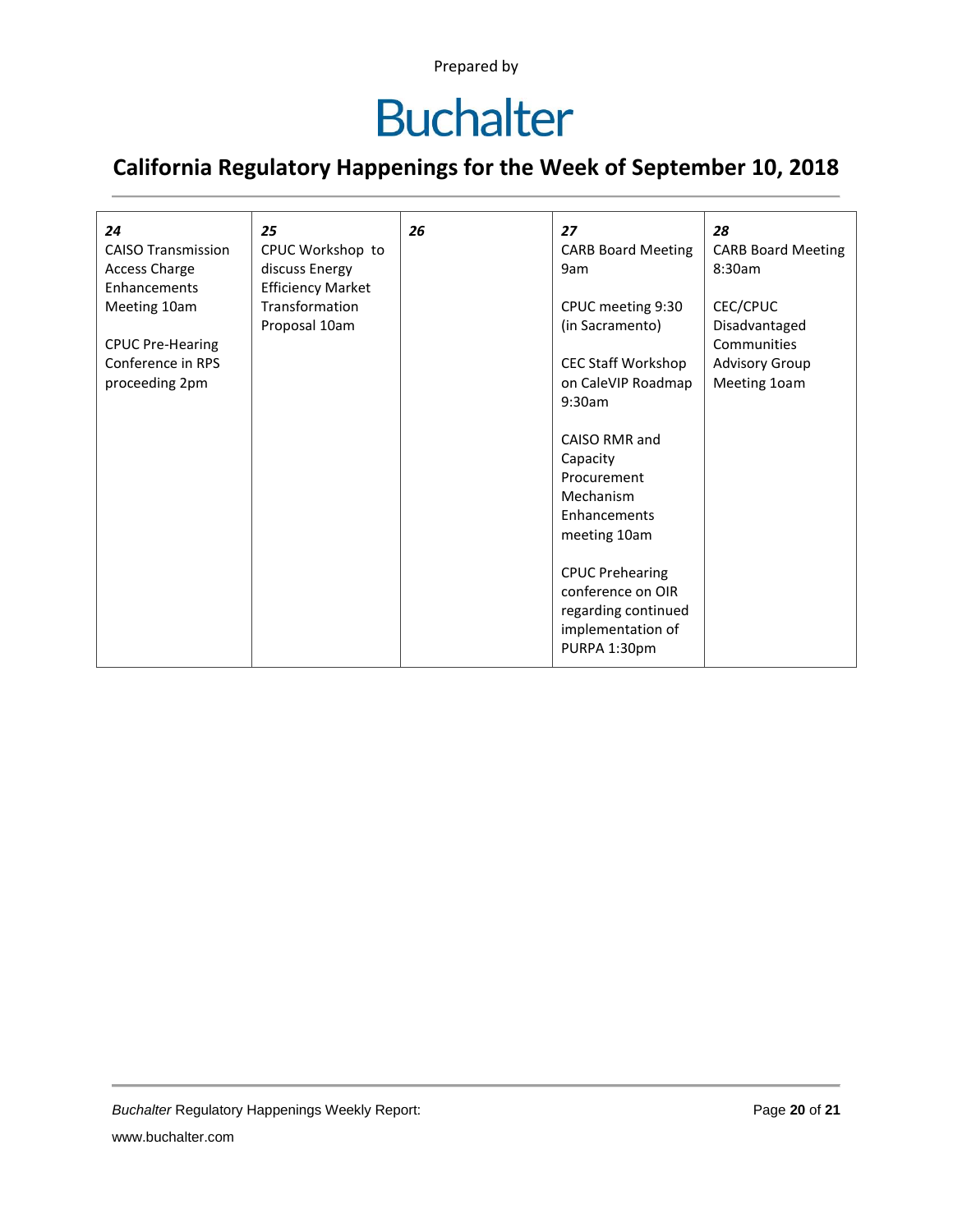Prepared by

# Buchalter

## California Regulatory Happenings for the Week of September 10, 2018

| *24* | *25* | *26* | *27* | *28* |
|---|---|---|---|---|
| CAISO Transmission Access Charge Enhancements Meeting 10am<br><br>CPUC Pre-Hearing Conference in RPS proceeding 2pm | CPUC Workshop to discuss Energy Efficiency Market Transformation Proposal 10am | | CARB Board Meeting 9am<br><br>CPUC meeting 9:30 (in Sacramento)<br><br>CEC Staff Workshop on CaleVIP Roadmap 9:30am<br><br>CAISO RMR and Capacity Procurement Mechanism Enhancements meeting 10am<br><br>CPUC Prehearing conference on OIR regarding continued implementation of PURPA 1:30pm | CARB Board Meeting 8:30am<br><br>CEC/CPUC Disadvantaged Communities Advisory Group Meeting 1oam |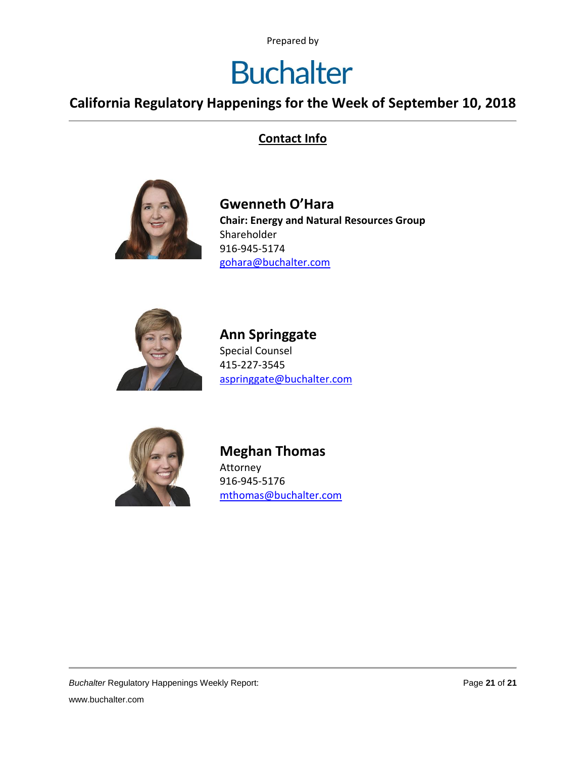Prepared by

# Buchalter

## California Regulatory Happenings for the Week of September 10, 2018

---

### Contact Info

**Gwenneth O'Hara**
**Chair: Energy and Natural Resources Group**
Shareholder
916-945-5174
gohara@buchalter.com

**Ann Springgate**
Special Counsel
415-227-3545
aspringgate@buchalter.com

**Meghan Thomas**
Attorney
916-945-5176
mthomas@buchalter.com